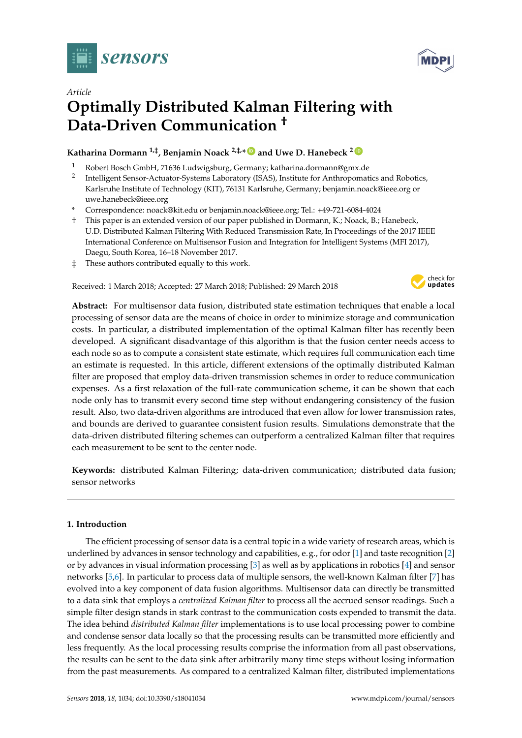Article

# Optimally Distributed Kalman Filtering with Data-Driven Communication †

**Katharina Dormann [1,‡], Benjamin Noack [2,‡,*] and Uwe D. Hanebeck [2]**

1. Robert Bosch GmbH, 71636 Ludwigsburg, Germany; katharina.dormann@gmx.de
2. Intelligent Sensor-Actuator-Systems Laboratory (ISAS), Institute for Anthropomatics and Robotics, Karlsruhe Institute of Technology (KIT), 76131 Karlsruhe, Germany; benjamin.noack@ieee.org or uwe.hanebeck@ieee.org

\* Correspondence: noack@kit.edu or benjamin.noack@ieee.org; Tel.: +49-721-6084-4024

† This paper is an extended version of our paper published in Dormann, K.; Noack, B.; Hanebeck, U.D. Distributed Kalman Filtering With Reduced Transmission Rate, In Proceedings of the 2017 IEEE International Conference on Multisensor Fusion and Integration for Intelligent Systems (MFI 2017), Daegu, South Korea, 16–18 November 2017.

‡ These authors contributed equally to this work.

Received: 1 March 2018; Accepted: 27 March 2018; Published: 29 March 2018

**Abstract:** For multisensor data fusion, distributed state estimation techniques that enable a local processing of sensor data are the means of choice in order to minimize storage and communication costs. In particular, a distributed implementation of the optimal Kalman filter has recently been developed. A significant disadvantage of this algorithm is that the fusion center needs access to each node so as to compute a consistent state estimate, which requires full communication each time an estimate is requested. In this article, different extensions of the optimally distributed Kalman filter are proposed that employ data-driven transmission schemes in order to reduce communication expenses. As a first relaxation of the full-rate communication scheme, it can be shown that each node only has to transmit every second time step without endangering consistency of the fusion result. Also, two data-driven algorithms are introduced that even allow for lower transmission rates, and bounds are derived to guarantee consistent fusion results. Simulations demonstrate that the data-driven distributed filtering schemes can outperform a centralized Kalman filter that requires each measurement to be sent to the center node.

**Keywords:** distributed Kalman Filtering; data-driven communication; distributed data fusion; sensor networks

## 1. Introduction

The efficient processing of sensor data is a central topic in a wide variety of research areas, which is underlined by advances in sensor technology and capabilities, e.g., for odor [1] and taste recognition [2] or by advances in visual information processing [3] as well as by applications in robotics [4] and sensor networks [5,6]. In particular to process data of multiple sensors, the well-known Kalman filter [7] has evolved into a key component of data fusion algorithms. Multisensor data can directly be transmitted to a data sink that employs a *centralized Kalman filter* to process all the accrued sensor readings. Such a simple filter design stands in stark contrast to the communication costs expended to transmit the data. The idea behind *distributed Kalman filter* implementations is to use local processing power to combine and condense sensor data locally so that the processing results can be transmitted more efficiently and less frequently. As the local processing results comprise the information from all past observations, the results can be sent to the data sink after arbitrarily many time steps without losing information from the past measurements. As compared to a centralized Kalman filter, distributed implementations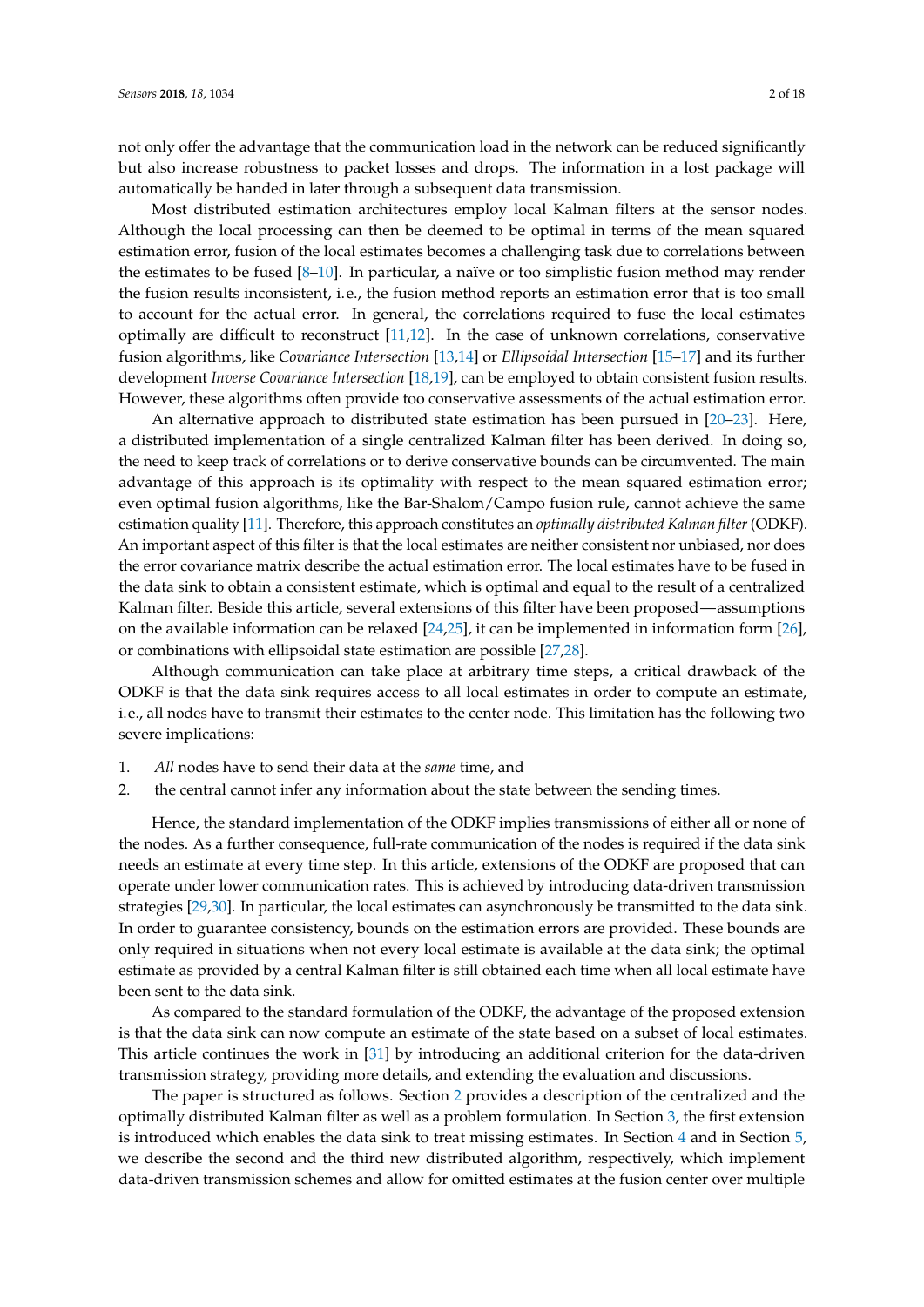not only offer the advantage that the communication load in the network can be reduced significantly but also increase robustness to packet losses and drops. The information in a lost package will automatically be handed in later through a subsequent data transmission.

Most distributed estimation architectures employ local Kalman filters at the sensor nodes. Although the local processing can then be deemed to be optimal in terms of the mean squared estimation error, fusion of the local estimates becomes a challenging task due to correlations between the estimates to be fused [8–10]. In particular, a naïve or too simplistic fusion method may render the fusion results inconsistent, i.e., the fusion method reports an estimation error that is too small to account for the actual error. In general, the correlations required to fuse the local estimates optimally are difficult to reconstruct [11,12]. In the case of unknown correlations, conservative fusion algorithms, like *Covariance Intersection* [13,14] or *Ellipsoidal Intersection* [15–17] and its further development *Inverse Covariance Intersection* [18,19], can be employed to obtain consistent fusion results. However, these algorithms often provide too conservative assessments of the actual estimation error.

An alternative approach to distributed state estimation has been pursued in [20–23]. Here, a distributed implementation of a single centralized Kalman filter has been derived. In doing so, the need to keep track of correlations or to derive conservative bounds can be circumvented. The main advantage of this approach is its optimality with respect to the mean squared estimation error; even optimal fusion algorithms, like the Bar-Shalom/Campo fusion rule, cannot achieve the same estimation quality [11]. Therefore, this approach constitutes an *optimally distributed Kalman filter* (ODKF). An important aspect of this filter is that the local estimates are neither consistent nor unbiased, nor does the error covariance matrix describe the actual estimation error. The local estimates have to be fused in the data sink to obtain a consistent estimate, which is optimal and equal to the result of a centralized Kalman filter. Beside this article, several extensions of this filter have been proposed—assumptions on the available information can be relaxed [24,25], it can be implemented in information form [26], or combinations with ellipsoidal state estimation are possible [27,28].

Although communication can take place at arbitrary time steps, a critical drawback of the ODKF is that the data sink requires access to all local estimates in order to compute an estimate, i.e., all nodes have to transmit their estimates to the center node. This limitation has the following two severe implications:

1. *All* nodes have to send their data at the *same* time, and
2. the central cannot infer any information about the state between the sending times.

Hence, the standard implementation of the ODKF implies transmissions of either all or none of the nodes. As a further consequence, full-rate communication of the nodes is required if the data sink needs an estimate at every time step. In this article, extensions of the ODKF are proposed that can operate under lower communication rates. This is achieved by introducing data-driven transmission strategies [29,30]. In particular, the local estimates can asynchronously be transmitted to the data sink. In order to guarantee consistency, bounds on the estimation errors are provided. These bounds are only required in situations when not every local estimate is available at the data sink; the optimal estimate as provided by a central Kalman filter is still obtained each time when all local estimate have been sent to the data sink.

As compared to the standard formulation of the ODKF, the advantage of the proposed extension is that the data sink can now compute an estimate of the state based on a subset of local estimates. This article continues the work in [31] by introducing an additional criterion for the data-driven transmission strategy, providing more details, and extending the evaluation and discussions.

The paper is structured as follows. Section 2 provides a description of the centralized and the optimally distributed Kalman filter as well as a problem formulation. In Section 3, the first extension is introduced which enables the data sink to treat missing estimates. In Section 4 and in Section 5, we describe the second and the third new distributed algorithm, respectively, which implement data-driven transmission schemes and allow for omitted estimates at the fusion center over multiple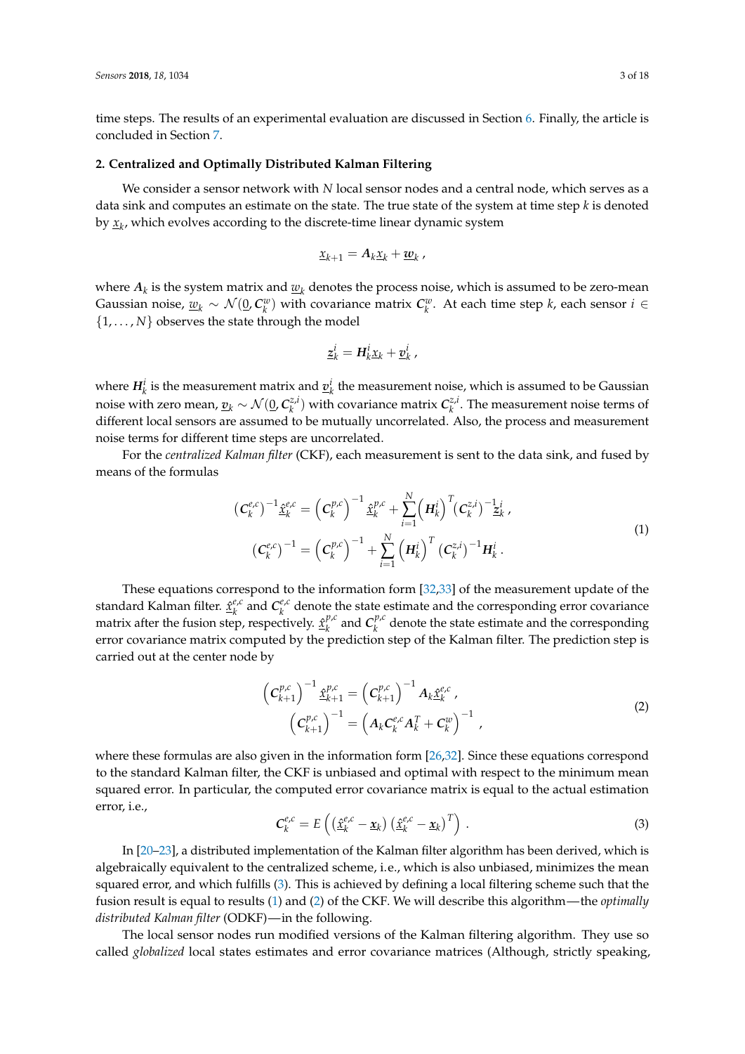time steps. The results of an experimental evaluation are discussed in Section 6. Finally, the article is concluded in Section 7.

## 2. Centralized and Optimally Distributed Kalman Filtering

We consider a sensor network with $N$ local sensor nodes and a central node, which serves as a data sink and computes an estimate on the state. The true state of the system at time step $k$ is denoted by $\underline{x}_k$, which evolves according to the discrete-time linear dynamic system

$$\underline{x}_{k+1} = \mathbf{A}_k \underline{x}_k + \underline{w}_k ,$$

where $\mathbf{A}_k$ is the system matrix and $\underline{w}_k$ denotes the process noise, which is assumed to be zero-mean Gaussian noise, $\underline{w}_k \sim \mathcal{N}(\underline{0}, \mathbf{C}_k^w)$ with covariance matrix $\mathbf{C}_k^w$. At each time step $k$, each sensor $i \in \{1, \ldots, N\}$ observes the state through the model

$$\underline{z}_k^i = \mathbf{H}_k^i \underline{x}_k + \underline{v}_k^i ,$$

where $\mathbf{H}_k^i$ is the measurement matrix and $\underline{v}_k^i$ the measurement noise, which is assumed to be Gaussian noise with zero mean, $\underline{v}_k \sim \mathcal{N}(\underline{0}, \mathbf{C}_k^{z,i})$ with covariance matrix $\mathbf{C}_k^{z,i}$. The measurement noise terms of different local sensors are assumed to be mutually uncorrelated. Also, the process and measurement noise terms for different time steps are uncorrelated.

For the *centralized Kalman filter* (CKF), each measurement is sent to the data sink, and fused by means of the formulas

$$\begin{aligned}
(\mathbf{C}_k^{e,c})^{-1} \hat{\underline{x}}_k^{e,c} &= \left(\mathbf{C}_k^{p,c}\right)^{-1} \hat{\underline{x}}_k^{p,c} + \sum_{i=1}^{N} \left(\mathbf{H}_k^i\right)^T (\mathbf{C}_k^{z,i})^{-1} \underline{z}_k^i , \\
(\mathbf{C}_k^{e,c})^{-1} &= \left(\mathbf{C}_k^{p,c}\right)^{-1} + \sum_{i=1}^{N} \left(\mathbf{H}_k^i\right)^T (\mathbf{C}_k^{z,i})^{-1} \mathbf{H}_k^i .
\end{aligned} \tag{1}$$

These equations correspond to the information form [32,33] of the measurement update of the standard Kalman filter. $\hat{\underline{x}}_k^{e,c}$ and $\mathbf{C}_k^{e,c}$ denote the state estimate and the corresponding error covariance matrix after the fusion step, respectively. $\hat{\underline{x}}_k^{p,c}$ and $\mathbf{C}_k^{p,c}$ denote the state estimate and the corresponding error covariance matrix computed by the prediction step of the Kalman filter. The prediction step is carried out at the center node by

$$\begin{aligned}
\left(\mathbf{C}_{k+1}^{p,c}\right)^{-1} \hat{\underline{x}}_{k+1}^{p,c} &= \left(\mathbf{C}_{k+1}^{p,c}\right)^{-1} \mathbf{A}_k \hat{\underline{x}}_k^{e,c} , \\
\left(\mathbf{C}_{k+1}^{p,c}\right)^{-1} &= \left(\mathbf{A}_k \mathbf{C}_k^{e,c} \mathbf{A}_k^T + \mathbf{C}_k^w\right)^{-1} ,
\end{aligned} \tag{2}$$

where these formulas are also given in the information form [26,32]. Since these equations correspond to the standard Kalman filter, the CKF is unbiased and optimal with respect to the minimum mean squared error. In particular, the computed error covariance matrix is equal to the actual estimation error, i.e.,

$$\mathbf{C}_k^{e,c} = E\left( \left(\hat{\underline{x}}_k^{e,c} - \underline{x}_k\right) \left(\hat{\underline{x}}_k^{e,c} - \underline{x}_k\right)^T \right) . \tag{3}$$

In [20–23], a distributed implementation of the Kalman filter algorithm has been derived, which is algebraically equivalent to the centralized scheme, i.e., which is also unbiased, minimizes the mean squared error, and which fulfills (3). This is achieved by defining a local filtering scheme such that the fusion result is equal to results (1) and (2) of the CKF. We will describe this algorithm—the *optimally distributed Kalman filter* (ODKF)—in the following.

The local sensor nodes run modified versions of the Kalman filtering algorithm. They use so called *globalized* local states estimates and error covariance matrices (Although, strictly speaking,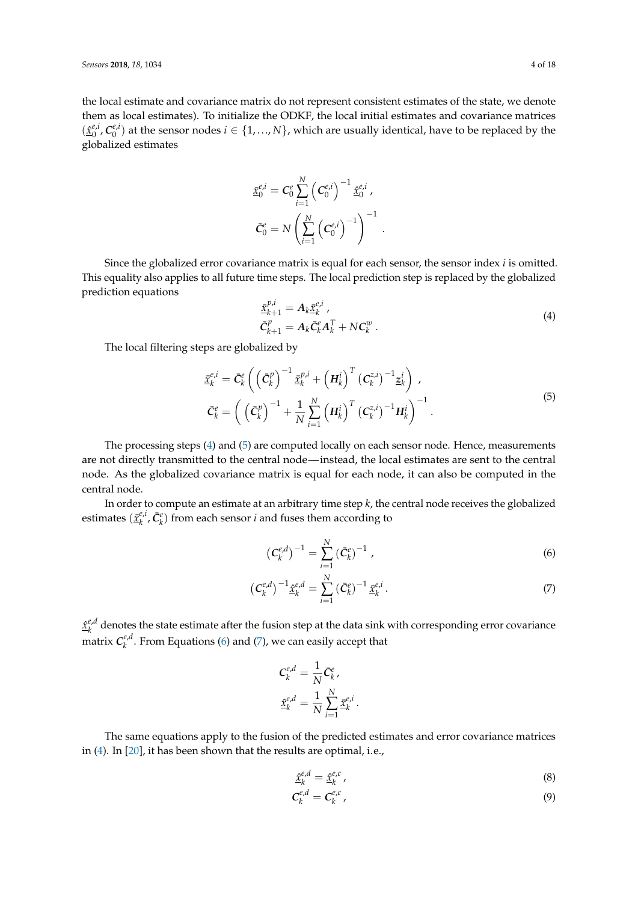the local estimate and covariance matrix do not represent consistent estimates of the state, we denote them as local estimates). To initialize the ODKF, the local initial estimates and covariance matrices $(\underline{\hat{x}}_0^{e,i}, \mathbf{C}_0^{e,i})$ at the sensor nodes $i \in \{1, \ldots, N\}$, which are usually identical, have to be replaced by the globalized estimates

$$
\begin{aligned}
\underline{\bar{x}}_0^{e,i} &= \mathbf{C}_0^e \sum_{i=1}^{N} \left(\mathbf{C}_0^{e,i}\right)^{-1} \underline{\hat{x}}_0^{e,i} , \\
\bar{\mathbf{C}}_0^e &= N \left( \sum_{i=1}^{N} \left(\mathbf{C}_0^{e,i}\right)^{-1} \right)^{-1} .
\end{aligned}
$$

Since the globalized error covariance matrix is equal for each sensor, the sensor index $i$ is omitted. This equality also applies to all future time steps. The local prediction step is replaced by the globalized prediction equations

$$
\begin{aligned}
\underline{\bar{x}}_{k+1}^{p,i} &= \mathbf{A}_k \underline{\bar{x}}_k^{e,i} , \\
\bar{\mathbf{C}}_{k+1}^{p} &= \mathbf{A}_k \bar{\mathbf{C}}_k^e \mathbf{A}_k^T + N \mathbf{C}_k^w .
\end{aligned} \tag{4}
$$

The local filtering steps are globalized by

$$
\begin{aligned}
\underline{\bar{x}}_k^{e,i} &= \bar{\mathbf{C}}_k^e \left( \left(\bar{\mathbf{C}}_k^p\right)^{-1} \underline{\bar{x}}_k^{p,i} + \left(\mathbf{H}_k^i\right)^T \left(\mathbf{C}_k^{z,i}\right)^{-1} \underline{z}_k^i \right) , \\
\bar{\mathbf{C}}_k^e &= \left( \left(\bar{\mathbf{C}}_k^p\right)^{-1} + \frac{1}{N} \sum_{i=1}^{N} \left(\mathbf{H}_k^i\right)^T \left(\mathbf{C}_k^{z,i}\right)^{-1} \mathbf{H}_k^i \right)^{-1} .
\end{aligned} \tag{5}
$$

The processing steps (4) and (5) are computed locally on each sensor node. Hence, measurements are not directly transmitted to the central node—instead, the local estimates are sent to the central node. As the globalized covariance matrix is equal for each node, it can also be computed in the central node.

In order to compute an estimate at an arbitrary time step $k$, the central node receives the globalized estimates $(\underline{\bar{x}}_k^{e,i}, \bar{\mathbf{C}}_k^e)$ from each sensor $i$ and fuses them according to

$$
\left(\mathbf{C}_k^{e,d}\right)^{-1} = \sum_{i=1}^{N} \left(\bar{\mathbf{C}}_k^e\right)^{-1} , \tag{6}
$$

$$
\left(\mathbf{C}_k^{e,d}\right)^{-1} \underline{\hat{x}}_k^{e,d} = \sum_{i=1}^{N} \left(\bar{\mathbf{C}}_k^e\right)^{-1} \underline{\bar{x}}_k^{e,i} . \tag{7}
$$

$\underline{\hat{x}}_k^{e,d}$ denotes the state estimate after the fusion step at the data sink with corresponding error covariance matrix $\mathbf{C}_k^{e,d}$. From Equations (6) and (7), we can easily accept that

$$
\begin{aligned}
\mathbf{C}_k^{e,d} &= \frac{1}{N} \bar{\mathbf{C}}_k^e , \\
\underline{\hat{x}}_k^{e,d} &= \frac{1}{N} \sum_{i=1}^{N} \underline{\bar{x}}_k^{e,i} .
\end{aligned}
$$

The same equations apply to the fusion of the predicted estimates and error covariance matrices in (4). In [20], it has been shown that the results are optimal, i.e.,

$$
\underline{\hat{x}}_k^{e,d} = \underline{\hat{x}}_k^{e,c} , \tag{8}
$$

$$
\mathbf{C}_k^{e,d} = \mathbf{C}_k^{e,c} , \tag{9}
$$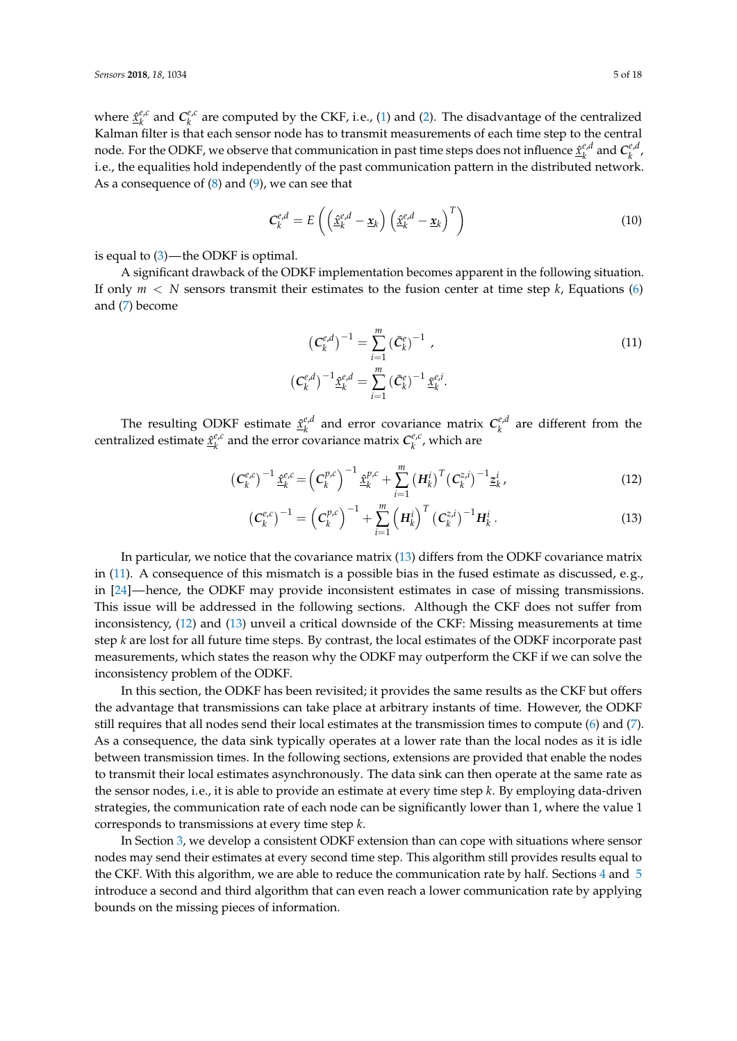where $\underline{\hat{x}}_k^{e,c}$ and $\mathbf{C}_k^{e,c}$ are computed by the CKF, i.e., (1) and (2). The disadvantage of the centralized Kalman filter is that each sensor node has to transmit measurements of each time step to the central node. For the ODKF, we observe that communication in past time steps does not influence $\underline{\hat{x}}_k^{e,d}$ and $\mathbf{C}_k^{e,d}$, i.e., the equalities hold independently of the past communication pattern in the distributed network. As a consequence of (8) and (9), we can see that

$$\mathbf{C}_k^{e,d} = E\left(\left(\underline{\hat{x}}_k^{e,d} - \underline{x}_k\right)\left(\underline{\hat{x}}_k^{e,d} - \underline{x}_k\right)^T\right) \tag{10}$$

is equal to (3)—the ODKF is optimal.

A significant drawback of the ODKF implementation becomes apparent in the following situation. If only $m < N$ sensors transmit their estimates to the fusion center at time step $k$, Equations (6) and (7) become

$$\begin{aligned}
(\mathbf{C}_k^{e,d})^{-1} &= \sum_{i=1}^{m} (\bar{\mathbf{C}}_k^{e})^{-1} \,, \\
(\mathbf{C}_k^{e,d})^{-1}\underline{\hat{x}}_k^{e,d} &= \sum_{i=1}^{m} (\bar{\mathbf{C}}_k^{e})^{-1}\, \underline{\bar{x}}_k^{e,i}.
\end{aligned} \tag{11}$$

The resulting ODKF estimate $\underline{\hat{x}}_k^{e,d}$ and error covariance matrix $\mathbf{C}_k^{e,d}$ are different from the centralized estimate $\underline{\hat{x}}_k^{e,c}$ and the error covariance matrix $\mathbf{C}_k^{e,c}$, which are

$$(\mathbf{C}_k^{e,c})^{-1}\,\underline{\hat{x}}_k^{e,c} = \left(\mathbf{C}_k^{p,c}\right)^{-1}\underline{\hat{x}}_k^{p,c} + \sum_{i=1}^{m} \left(\mathbf{H}_k^i\right)^T (\mathbf{C}_k^{z,i})^{-1}\underline{z}_k^i\,, \tag{12}$$

$$(\mathbf{C}_k^{e,c})^{-1} = \left(\mathbf{C}_k^{p,c}\right)^{-1} + \sum_{i=1}^{m} \left(\mathbf{H}_k^i\right)^T (\mathbf{C}_k^{z,i})^{-1}\mathbf{H}_k^i\,. \tag{13}$$

In particular, we notice that the covariance matrix (13) differs from the ODKF covariance matrix in (11). A consequence of this mismatch is a possible bias in the fused estimate as discussed, e.g., in [24]—hence, the ODKF may provide inconsistent estimates in case of missing transmissions. This issue will be addressed in the following sections. Although the CKF does not suffer from inconsistency, (12) and (13) unveil a critical downside of the CKF: Missing measurements at time step $k$ are lost for all future time steps. By contrast, the local estimates of the ODKF incorporate past measurements, which states the reason why the ODKF may outperform the CKF if we can solve the inconsistency problem of the ODKF.

In this section, the ODKF has been revisited; it provides the same results as the CKF but offers the advantage that transmissions can take place at arbitrary instants of time. However, the ODKF still requires that all nodes send their local estimates at the transmission times to compute (6) and (7). As a consequence, the data sink typically operates at a lower rate than the local nodes as it is idle between transmission times. In the following sections, extensions are provided that enable the nodes to transmit their local estimates asynchronously. The data sink can then operate at the same rate as the sensor nodes, i.e., it is able to provide an estimate at every time step $k$. By employing data-driven strategies, the communication rate of each node can be significantly lower than 1, where the value 1 corresponds to transmissions at every time step $k$.

In Section 3, we develop a consistent ODKF extension than can cope with situations where sensor nodes may send their estimates at every second time step. This algorithm still provides results equal to the CKF. With this algorithm, we are able to reduce the communication rate by half. Sections 4 and 5 introduce a second and third algorithm that can even reach a lower communication rate by applying bounds on the missing pieces of information.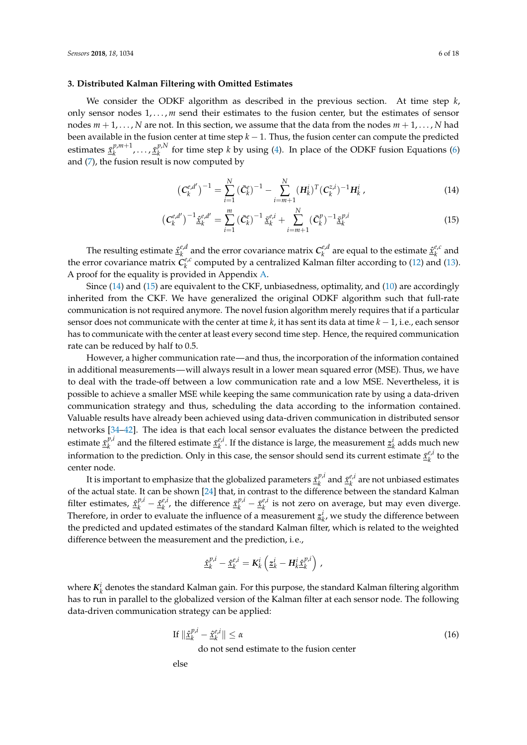## 3. Distributed Kalman Filtering with Omitted Estimates

We consider the ODKF algorithm as described in the previous section. At time step $k$, only sensor nodes $1, \dots, m$ send their estimates to the fusion center, but the estimates of sensor nodes $m+1, \dots, N$ are not. In this section, we assume that the data from the nodes $m+1, \dots, N$ had been available in the fusion center at time step $k-1$. Thus, the fusion center can compute the predicted estimates $\underline{\bar{x}}_k^{p,m+1}, \dots, \underline{\bar{x}}_k^{p,N}$ for time step $k$ by using (4). In place of the ODKF fusion Equations (6) and (7), the fusion result is now computed by

$$\left(\mathbf{C}_k^{e,d'}\right)^{-1} = \sum_{i=1}^{N} \left(\bar{\mathbf{C}}_k^{e}\right)^{-1} - \sum_{i=m+1}^{N} (\mathbf{H}_k^i)^T (\mathbf{C}_k^{z,i})^{-1} \mathbf{H}_k^i \,, \tag{14}$$

$$\left(\mathbf{C}_k^{e,d'}\right)^{-1} \underline{\hat{x}}_k^{e,d'} = \sum_{i=1}^{m} \left(\bar{\mathbf{C}}_k^{e}\right)^{-1} \underline{\bar{x}}_k^{e,i} + \sum_{i=m+1}^{N} \left(\bar{\mathbf{C}}_k^{p}\right)^{-1} \underline{\bar{x}}_k^{p,i} \tag{15}$$

The resulting estimate $\underline{\hat{x}}_k^{e,d}$ and the error covariance matrix $\mathbf{C}_k^{e,d}$ are equal to the estimate $\underline{\hat{x}}_k^{e,c}$ and the error covariance matrix $\mathbf{C}_k^{e,c}$ computed by a centralized Kalman filter according to (12) and (13). A proof for the equality is provided in Appendix A.

Since (14) and (15) are equivalent to the CKF, unbiasedness, optimality, and (10) are accordingly inherited from the CKF. We have generalized the original ODKF algorithm such that full-rate communication is not required anymore. The novel fusion algorithm merely requires that if a particular sensor does not communicate with the center at time $k$, it has sent its data at time $k-1$, i.e., each sensor has to communicate with the center at least every second time step. Hence, the required communication rate can be reduced by half to 0.5.

However, a higher communication rate—and thus, the incorporation of the information contained in additional measurements—will always result in a lower mean squared error (MSE). Thus, we have to deal with the trade-off between a low communication rate and a low MSE. Nevertheless, it is possible to achieve a smaller MSE while keeping the same communication rate by using a data-driven communication strategy and thus, scheduling the data according to the information contained. Valuable results have already been achieved using data-driven communication in distributed sensor networks [34–42]. The idea is that each local sensor evaluates the distance between the predicted estimate $\underline{\bar{x}}_k^{p,i}$ and the filtered estimate $\underline{\bar{x}}_k^{e,i}$. If the distance is large, the measurement $\underline{z}_k^i$ adds much new information to the prediction. Only in this case, the sensor should send its current estimate $\underline{\bar{x}}_k^{e,i}$ to the center node.

It is important to emphasize that the globalized parameters $\underline{\bar{x}}_k^{p,i}$ and $\underline{\bar{x}}_k^{e,i}$ are not unbiased estimates of the actual state. It can be shown [24] that, in contrast to the difference between the standard Kalman filter estimates, $\underline{\hat{x}}_k^{p,i} - \underline{\hat{x}}_k^{e,i}$, the difference $\underline{\bar{x}}_k^{p,i} - \underline{\bar{x}}_k^{e,i}$ is not zero on average, but may even diverge. Therefore, in order to evaluate the influence of a measurement $\underline{z}_k^i$, we study the difference between the predicted and updated estimates of the standard Kalman filter, which is related to the weighted difference between the measurement and the prediction, i.e.,

$$\underline{\hat{x}}_k^{p,i} - \underline{\hat{x}}_k^{e,i} = \mathbf{K}_k^i \left( \underline{z}_k^i - \mathbf{H}_k^i \underline{\hat{x}}_k^{p,i} \right) \,,$$

where $\mathbf{K}_k^i$ denotes the standard Kalman gain. For this purpose, the standard Kalman filtering algorithm has to run in parallel to the globalized version of the Kalman filter at each sensor node. The following data-driven communication strategy can be applied:

$$\text{If } \|\underline{\hat{x}}_k^{p,i} - \underline{\hat{x}}_k^{e,i}\| \leq \alpha \tag{16}$$

do not send estimate to the fusion center

else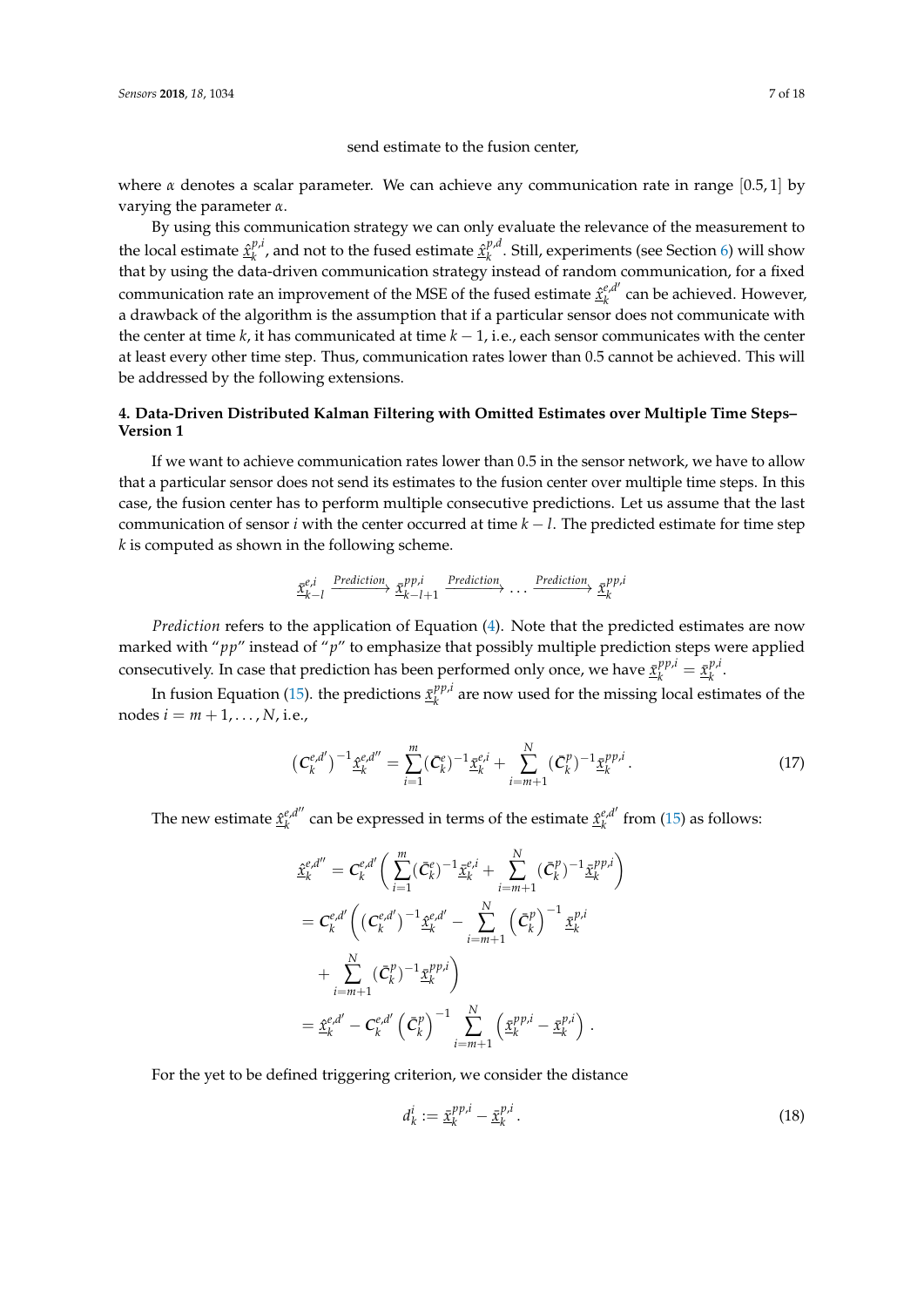send estimate to the fusion center,

where $\alpha$ denotes a scalar parameter. We can achieve any communication rate in range $[0.5, 1]$ by varying the parameter $\alpha$.

By using this communication strategy we can only evaluate the relevance of the measurement to the local estimate $\hat{\underline{x}}_k^{p,i}$, and not to the fused estimate $\hat{\underline{x}}_k^{p,d}$. Still, experiments (see Section 6) will show that by using the data-driven communication strategy instead of random communication, for a fixed communication rate an improvement of the MSE of the fused estimate $\hat{\underline{x}}_k^{e,d'}$ can be achieved. However, a drawback of the algorithm is the assumption that if a particular sensor does not communicate with the center at time $k$, it has communicated at time $k-1$, i.e., each sensor communicates with the center at least every other time step. Thus, communication rates lower than 0.5 cannot be achieved. This will be addressed by the following extensions.

#### 4. Data-Driven Distributed Kalman Filtering with Omitted Estimates over Multiple Time Steps–Version 1

If we want to achieve communication rates lower than 0.5 in the sensor network, we have to allow that a particular sensor does not send its estimates to the fusion center over multiple time steps. In this case, the fusion center has to perform multiple consecutive predictions. Let us assume that the last communication of sensor $i$ with the center occurred at time $k-l$. The predicted estimate for time step $k$ is computed as shown in the following scheme.

$$\bar{\underline{x}}_{k-l}^{e,i} \xrightarrow{Prediction} \bar{\underline{x}}_{k-l+1}^{pp,i} \xrightarrow{Prediction} \dots \xrightarrow{Prediction} \bar{\underline{x}}_k^{pp,i}$$

*Prediction* refers to the application of Equation (4). Note that the predicted estimates are now marked with "$pp$" instead of "$p$" to emphasize that possibly multiple prediction steps were applied consecutively. In case that prediction has been performed only once, we have $\bar{\underline{x}}_k^{pp,i} = \bar{\underline{x}}_k^{p,i}$.

In fusion Equation (15). the predictions $\bar{\underline{x}}_k^{pp,i}$ are now used for the missing local estimates of the nodes $i = m+1, \dots, N$, i.e.,

$$\left(\mathbf{C}_k^{e,d'}\right)^{-1} \hat{\underline{x}}_k^{e,d''} = \sum_{i=1}^{m} (\bar{\mathbf{C}}_k^{e})^{-1} \bar{\underline{x}}_k^{e,i} + \sum_{i=m+1}^{N} (\bar{\mathbf{C}}_k^{p})^{-1} \bar{\underline{x}}_k^{pp,i} . \tag{17}$$

The new estimate $\hat{\underline{x}}_k^{e,d''}$ can be expressed in terms of the estimate $\hat{\underline{x}}_k^{e,d'}$ from (15) as follows:

$$\begin{aligned}
\hat{\underline{x}}_k^{e,d''} &= \mathbf{C}_k^{e,d'} \left( \sum_{i=1}^{m} (\bar{\mathbf{C}}_k^{e})^{-1} \bar{\underline{x}}_k^{e,i} + \sum_{i=m+1}^{N} (\bar{\mathbf{C}}_k^{p})^{-1} \bar{\underline{x}}_k^{pp,i} \right) \\
&= \mathbf{C}_k^{e,d'} \Bigg( \left(\mathbf{C}_k^{e,d'}\right)^{-1} \hat{\underline{x}}_k^{e,d'} - \sum_{i=m+1}^{N} \left(\bar{\mathbf{C}}_k^{p}\right)^{-1} \bar{\underline{x}}_k^{p,i} \\
&\quad + \sum_{i=m+1}^{N} (\bar{\mathbf{C}}_k^{p})^{-1} \bar{\underline{x}}_k^{pp,i} \Bigg) \\
&= \hat{\underline{x}}_k^{e,d'} - \mathbf{C}_k^{e,d'} \left(\bar{\mathbf{C}}_k^{p}\right)^{-1} \sum_{i=m+1}^{N} \left( \bar{\underline{x}}_k^{pp,i} - \bar{\underline{x}}_k^{p,i} \right) .
\end{aligned}$$

For the yet to be defined triggering criterion, we consider the distance

$$d_k^i := \bar{\underline{x}}_k^{pp,i} - \bar{\underline{x}}_k^{p,i} . \tag{18}$$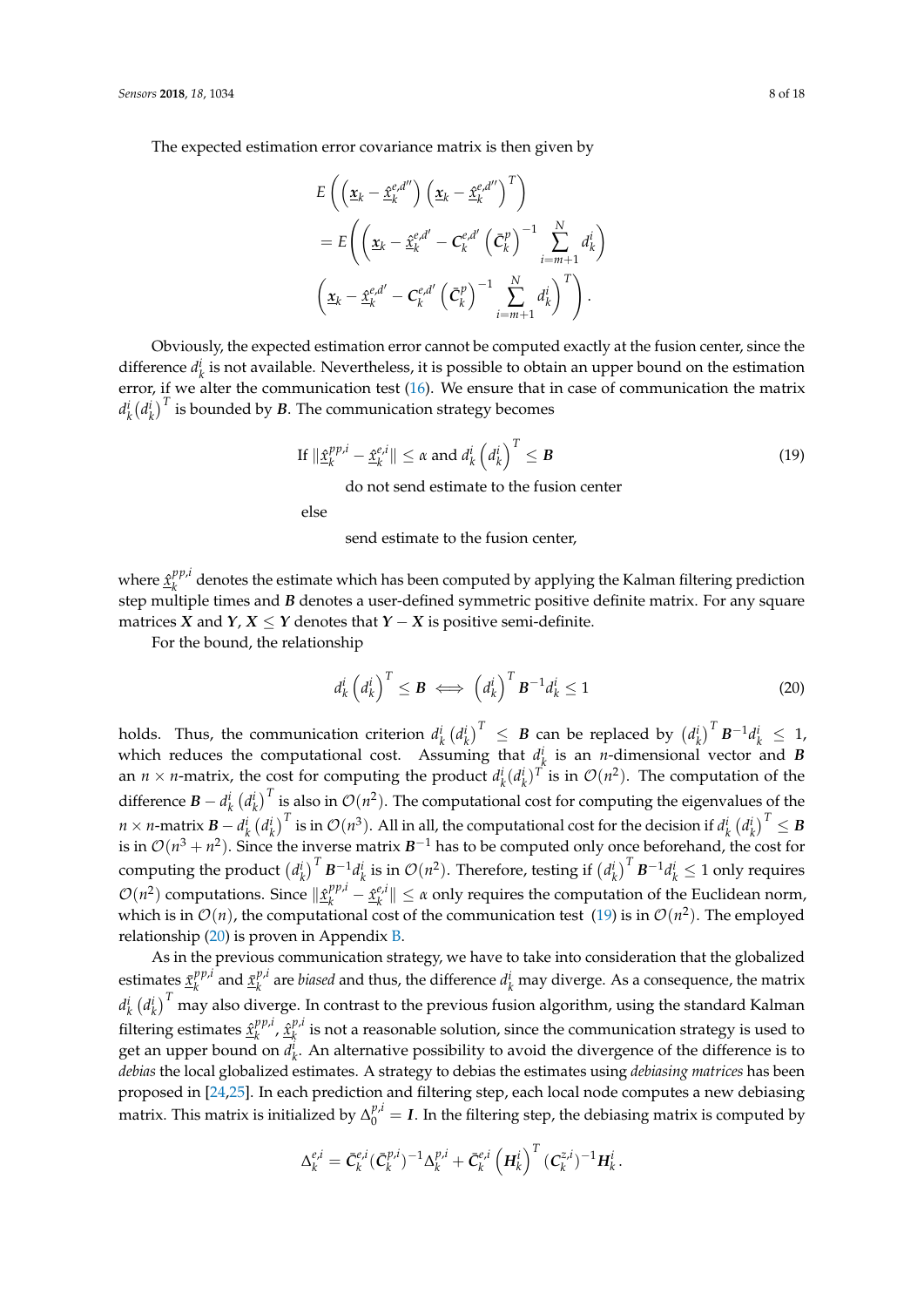The expected estimation error covariance matrix is then given by

$$
\begin{aligned}
&E\left(\left(\underline{\boldsymbol{x}}_k - \underline{\hat{\boldsymbol{x}}}_k^{e,d''}\right)\left(\underline{\boldsymbol{x}}_k - \underline{\hat{\boldsymbol{x}}}_k^{e,d''}\right)^T\right) \\
&= E\Bigg(\left(\underline{\boldsymbol{x}}_k - \underline{\hat{\boldsymbol{x}}}_k^{e,d'} - \boldsymbol{C}_k^{e,d'}\left(\bar{\boldsymbol{C}}_k^{p}\right)^{-1}\sum_{i=m+1}^{N} d_k^i\right) \\
&\quad \left(\underline{\boldsymbol{x}}_k - \underline{\hat{\boldsymbol{x}}}_k^{e,d'} - \boldsymbol{C}_k^{e,d'}\left(\bar{\boldsymbol{C}}_k^{p}\right)^{-1}\sum_{i=m+1}^{N} d_k^i\right)^T\Bigg).
\end{aligned}
$$

Obviously, the expected estimation error cannot be computed exactly at the fusion center, since the difference $d_k^i$ is not available. Nevertheless, it is possible to obtain an upper bound on the estimation error, if we alter the communication test (16). We ensure that in case of communication the matrix $d_k^i (d_k^i)^T$ is bounded by $\boldsymbol{B}$. The communication strategy becomes

$$
\text{If } \|\underline{\hat{\boldsymbol{x}}}_k^{pp,i} - \underline{\hat{\boldsymbol{x}}}_k^{e,i}\| \leq \alpha \text{ and } d_k^i \left(d_k^i\right)^T \leq \boldsymbol{B} \tag{19}
$$

do not send estimate to the fusion center

else

send estimate to the fusion center,

where $\underline{\hat{\boldsymbol{x}}}_k^{pp,i}$ denotes the estimate which has been computed by applying the Kalman filtering prediction step multiple times and $\boldsymbol{B}$ denotes a user-defined symmetric positive definite matrix. For any square matrices $\boldsymbol{X}$ and $\boldsymbol{Y}$, $\boldsymbol{X} \leq \boldsymbol{Y}$ denotes that $\boldsymbol{Y} - \boldsymbol{X}$ is positive semi-definite.

For the bound, the relationship

$$
d_k^i \left(d_k^i\right)^T \leq \boldsymbol{B} \iff \left(d_k^i\right)^T \boldsymbol{B}^{-1} d_k^i \leq 1 \tag{20}
$$

holds. Thus, the communication criterion $d_k^i \left(d_k^i\right)^T \leq \boldsymbol{B}$ can be replaced by $\left(d_k^i\right)^T \boldsymbol{B}^{-1} d_k^i \leq 1$, which reduces the computational cost. Assuming that $d_k^i$ is an $n$-dimensional vector and $\boldsymbol{B}$ an $n \times n$-matrix, the cost for computing the product $d_k^i (d_k^i)^T$ is in $\mathcal{O}(n^2)$. The computation of the difference $\boldsymbol{B} - d_k^i \left(d_k^i\right)^T$ is also in $\mathcal{O}(n^2)$. The computational cost for computing the eigenvalues of the $n \times n$-matrix $\boldsymbol{B} - d_k^i \left(d_k^i\right)^T$ is in $\mathcal{O}(n^3)$. All in all, the computational cost for the decision if $d_k^i \left(d_k^i\right)^T \leq \boldsymbol{B}$ is in $\mathcal{O}(n^3 + n^2)$. Since the inverse matrix $\boldsymbol{B}^{-1}$ has to be computed only once beforehand, the cost for computing the product $\left(d_k^i\right)^T \boldsymbol{B}^{-1} d_k^i$ is in $\mathcal{O}(n^2)$. Therefore, testing if $\left(d_k^i\right)^T \boldsymbol{B}^{-1} d_k^i \leq 1$ only requires $\mathcal{O}(n^2)$ computations. Since $\|\underline{\hat{\boldsymbol{x}}}_k^{pp,i} - \underline{\hat{\boldsymbol{x}}}_k^{e,i}\| \leq \alpha$ only requires the computation of the Euclidean norm, which is in $\mathcal{O}(n)$, the computational cost of the communication test (19) is in $\mathcal{O}(n^2)$. The employed relationship (20) is proven in Appendix B.

As in the previous communication strategy, we have to take into consideration that the globalized estimates $\underline{\bar{\boldsymbol{x}}}_k^{pp,i}$ and $\underline{\bar{\boldsymbol{x}}}_k^{p,i}$ are *biased* and thus, the difference $d_k^i$ may diverge. As a consequence, the matrix $d_k^i \left(d_k^i\right)^T$ may also diverge. In contrast to the previous fusion algorithm, using the standard Kalman filtering estimates $\underline{\hat{\boldsymbol{x}}}_k^{pp,i}$, $\underline{\hat{\boldsymbol{x}}}_k^{p,i}$ is not a reasonable solution, since the communication strategy is used to get an upper bound on $d_k^i$. An alternative possibility to avoid the divergence of the difference is to *debias* the local globalized estimates. A strategy to debias the estimates using *debiasing matrices* has been proposed in [24,25]. In each prediction and filtering step, each local node computes a new debiasing matrix. This matrix is initialized by $\Delta_0^{p,i} = \boldsymbol{I}$. In the filtering step, the debiasing matrix is computed by

$$
\Delta_k^{e,i} = \bar{\boldsymbol{C}}_k^{e,i} (\bar{\boldsymbol{C}}_k^{p,i})^{-1} \Delta_k^{p,i} + \bar{\boldsymbol{C}}_k^{e,i} \left(\boldsymbol{H}_k^i\right)^T (\boldsymbol{C}_k^{z,i})^{-1} \boldsymbol{H}_k^i .
$$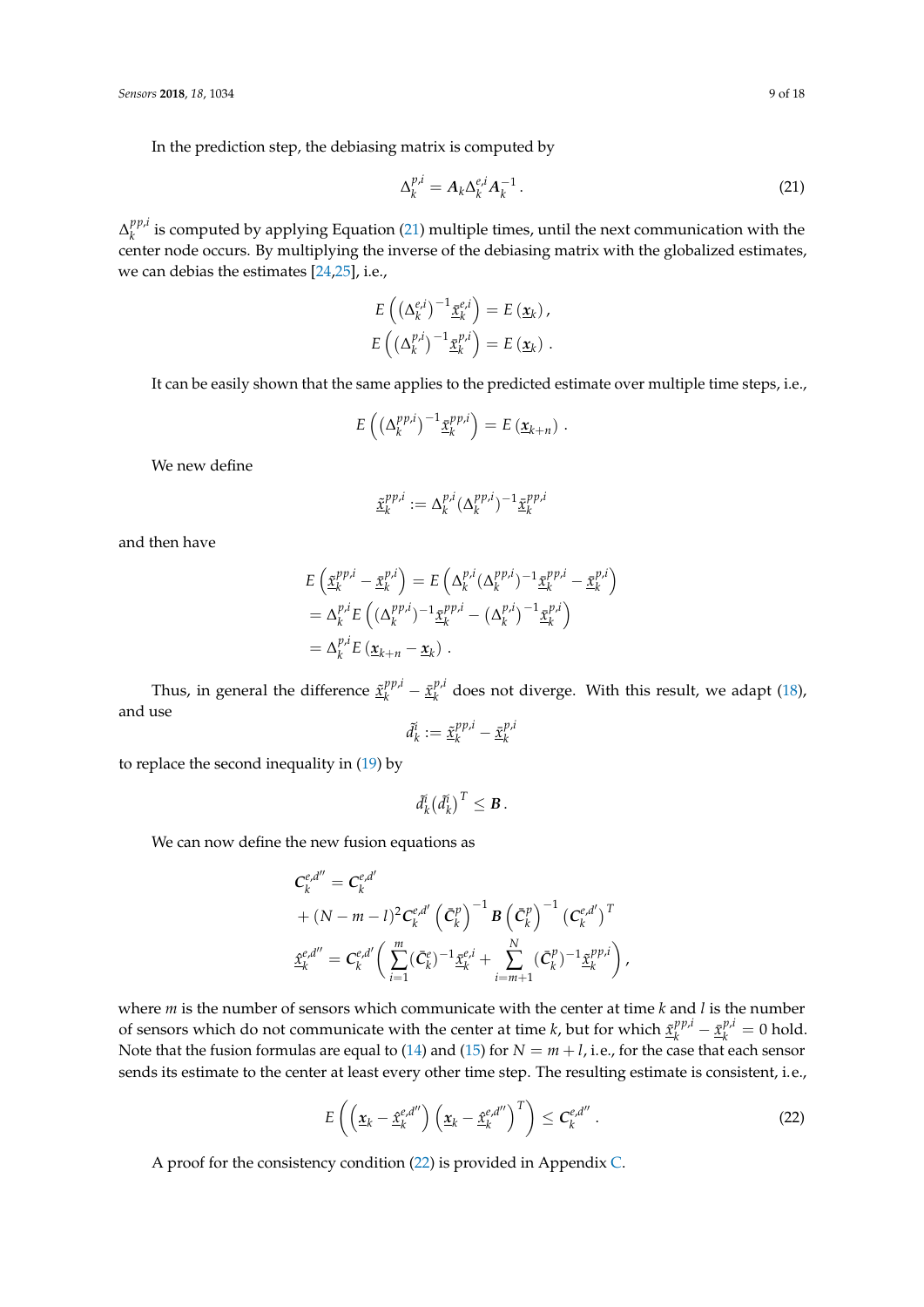In the prediction step, the debiasing matrix is computed by

$$\Delta_k^{p,i} = \boldsymbol{A}_k \Delta_k^{e,i} \boldsymbol{A}_k^{-1} \,. \tag{21}$$

$\Delta_k^{pp,i}$ is computed by applying Equation (21) multiple times, until the next communication with the center node occurs. By multiplying the inverse of the debiasing matrix with the globalized estimates, we can debias the estimates [24,25], i.e.,

$$E\left( \left(\Delta_k^{e,i}\right)^{-1} \underline{\bar{x}}_k^{e,i} \right) = E\left(\underline{\boldsymbol{x}}_k\right),$$
$$E\left( \left(\Delta_k^{p,i}\right)^{-1} \underline{\bar{x}}_k^{p,i} \right) = E\left(\underline{\boldsymbol{x}}_k\right).$$

It can be easily shown that the same applies to the predicted estimate over multiple time steps, i.e.,

$$E\left( \left(\Delta_k^{pp,i}\right)^{-1} \underline{\bar{x}}_k^{pp,i} \right) = E\left(\underline{\boldsymbol{x}}_{k+n}\right).$$

We new define

$$\underline{\tilde{x}}_k^{pp,i} := \Delta_k^{p,i} (\Delta_k^{pp,i})^{-1} \underline{\bar{x}}_k^{pp,i}$$

and then have

$$
\begin{aligned}
& E\left( \underline{\tilde{x}}_k^{pp,i} - \underline{\bar{x}}_k^{p,i} \right) = E\left( \Delta_k^{p,i} (\Delta_k^{pp,i})^{-1} \underline{\bar{x}}_k^{pp,i} - \underline{\bar{x}}_k^{p,i} \right) \\
& = \Delta_k^{p,i} E\left( (\Delta_k^{pp,i})^{-1} \underline{\bar{x}}_k^{pp,i} - \left(\Delta_k^{p,i}\right)^{-1} \underline{\bar{x}}_k^{p,i} \right) \\
& = \Delta_k^{p,i} E\left( \underline{\boldsymbol{x}}_{k+n} - \underline{\boldsymbol{x}}_k \right).
\end{aligned}
$$

Thus, in general the difference $\underline{\tilde{x}}_k^{pp,i} - \underline{\bar{x}}_k^{p,i}$ does not diverge. With this result, we adapt (18), and use

$$\underline{\tilde{d}}_k^i := \underline{\tilde{x}}_k^{pp,i} - \underline{\bar{x}}_k^{p,i}$$

to replace the second inequality in (19) by

$$\underline{\tilde{d}}_k^i (\underline{\tilde{d}}_k^i)^T \leq \boldsymbol{B}\,.$$

We can now define the new fusion equations as

$$
\begin{aligned}
\boldsymbol{C}_k^{e,d''} &= \boldsymbol{C}_k^{e,d'} \\
&+ (N-m-l)^2 \boldsymbol{C}_k^{e,d'} \left(\bar{\boldsymbol{C}}_k^p\right)^{-1} \boldsymbol{B} \left(\bar{\boldsymbol{C}}_k^p\right)^{-1} \left(\boldsymbol{C}_k^{e,d'}\right)^T \\
\underline{\hat{x}}_k^{e,d''} &= \boldsymbol{C}_k^{e,d'} \left( \sum_{i=1}^{m} (\bar{\boldsymbol{C}}_k^e)^{-1} \underline{\bar{x}}_k^{e,i} + \sum_{i=m+1}^{N} (\bar{\boldsymbol{C}}_k^p)^{-1} \underline{\tilde{x}}_k^{pp,i} \right),
\end{aligned}
$$

where $m$ is the number of sensors which communicate with the center at time $k$ and $l$ is the number of sensors which do not communicate with the center at time $k$, but for which $\underline{\tilde{x}}_k^{pp,i} - \underline{\bar{x}}_k^{p,i} = 0$ hold. Note that the fusion formulas are equal to (14) and (15) for $N = m + l$, i.e., for the case that each sensor sends its estimate to the center at least every other time step. The resulting estimate is consistent, i.e.,

$$E\left( \left(\underline{\boldsymbol{x}}_k - \underline{\hat{x}}_k^{e,d''}\right) \left(\underline{\boldsymbol{x}}_k - \underline{\hat{x}}_k^{e,d''}\right)^T \right) \leq \boldsymbol{C}_k^{e,d''}. \tag{22}$$

A proof for the consistency condition (22) is provided in Appendix C.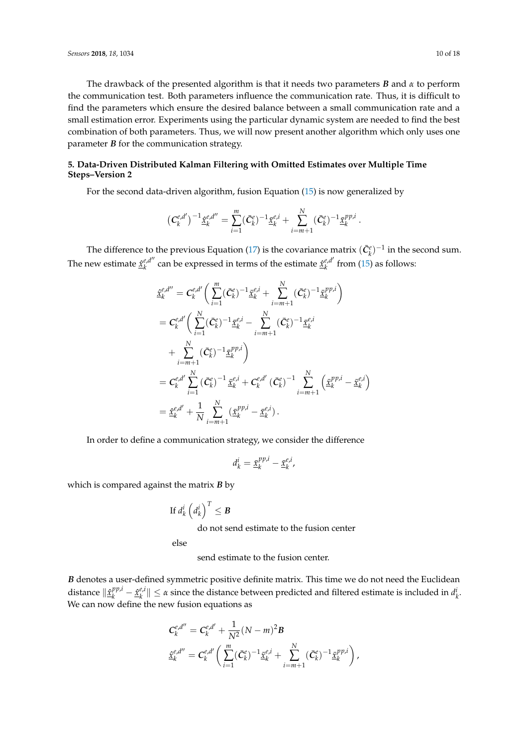The drawback of the presented algorithm is that it needs two parameters $\boldsymbol{B}$ and $\alpha$ to perform the communication test. Both parameters influence the communication rate. Thus, it is difficult to find the parameters which ensure the desired balance between a small communication rate and a small estimation error. Experiments using the particular dynamic system are needed to find the best combination of both parameters. Thus, we will now present another algorithm which only uses one parameter $\boldsymbol{B}$ for the communication strategy.

## 5. Data-Driven Distributed Kalman Filtering with Omitted Estimates over Multiple Time Steps–Version 2

For the second data-driven algorithm, fusion Equation (15) is now generalized by

$$(\mathbf{C}_k^{e,d'})^{-1}\underline{\hat{x}}_k^{e,d''} = \sum_{i=1}^{m}(\bar{\mathbf{C}}_k^{e})^{-1}\underline{\bar{x}}_k^{e,i} + \sum_{i=m+1}^{N}(\bar{\mathbf{C}}_k^{e})^{-1}\underline{\bar{x}}_k^{pp,i}\,.$$

The difference to the previous Equation (17) is the covariance matrix $(\bar{\mathbf{C}}_k^{e})^{-1}$ in the second sum. The new estimate $\underline{\hat{x}}_k^{e,d''}$ can be expressed in terms of the estimate $\underline{\hat{x}}_k^{e,d'}$ from (15) as follows:

$$\begin{aligned}
\underline{\hat{x}}_k^{e,d''} &= \mathbf{C}_k^{e,d'}\left(\sum_{i=1}^{m}(\bar{\mathbf{C}}_k^{e})^{-1}\underline{\bar{x}}_k^{e,i} + \sum_{i=m+1}^{N}(\bar{\mathbf{C}}_k^{e})^{-1}\underline{\bar{x}}_k^{pp,i}\right) \\
&= \mathbf{C}_k^{e,d'}\left(\sum_{i=1}^{N}(\bar{\mathbf{C}}_k^{e})^{-1}\underline{\bar{x}}_k^{e,i} - \sum_{i=m+1}^{N}(\bar{\mathbf{C}}_k^{e})^{-1}\underline{\bar{x}}_k^{e,i}\right. \\
&\quad \left. + \sum_{i=m+1}^{N}(\bar{\mathbf{C}}_k^{e})^{-1}\underline{\bar{x}}_k^{pp,i}\right) \\
&= \mathbf{C}_k^{e,d'}\sum_{i=1}^{N}(\bar{\mathbf{C}}_k^{e})^{-1}\underline{\bar{x}}_k^{e,i} + \mathbf{C}_k^{e,d'}(\bar{\mathbf{C}}_k^{e})^{-1}\sum_{i=m+1}^{N}\left(\underline{\bar{x}}_k^{pp,i} - \underline{\bar{x}}_k^{e,i}\right) \\
&= \underline{\hat{x}}_k^{e,d'} + \frac{1}{N}\sum_{i=m+1}^{N}(\underline{\bar{x}}_k^{pp,i} - \underline{\bar{x}}_k^{e,i})\,.
\end{aligned}$$

In order to define a communication strategy, we consider the difference

$$d_k^i = \underline{\bar{x}}_k^{pp,i} - \underline{\bar{x}}_k^{e,i},$$

which is compared against the matrix $\boldsymbol{B}$ by

If $d_k^i\left(d_k^i\right)^T \leq \boldsymbol{B}$

  do not send estimate to the fusion center

else

  send estimate to the fusion center.

$\boldsymbol{B}$ denotes a user-defined symmetric positive definite matrix. This time we do not need the Euclidean distance $\|\underline{\hat{x}}_k^{pp,i} - \underline{\hat{x}}_k^{e,i}\| \leq \alpha$ since the distance between predicted and filtered estimate is included in $d_k^i$. We can now define the new fusion equations as

$$\begin{aligned}
\mathbf{C}_k^{e,d''} &= \mathbf{C}_k^{e,d'} + \frac{1}{N^2}(N-m)^2\boldsymbol{B} \\
\underline{\hat{x}}_k^{e,d''} &= \mathbf{C}_k^{e,d'}\left(\sum_{i=1}^{m}(\bar{\mathbf{C}}_k^{e})^{-1}\underline{\bar{x}}_k^{e,i} + \sum_{i=m+1}^{N}(\bar{\mathbf{C}}_k^{e})^{-1}\underline{\bar{x}}_k^{pp,i}\right),
\end{aligned}$$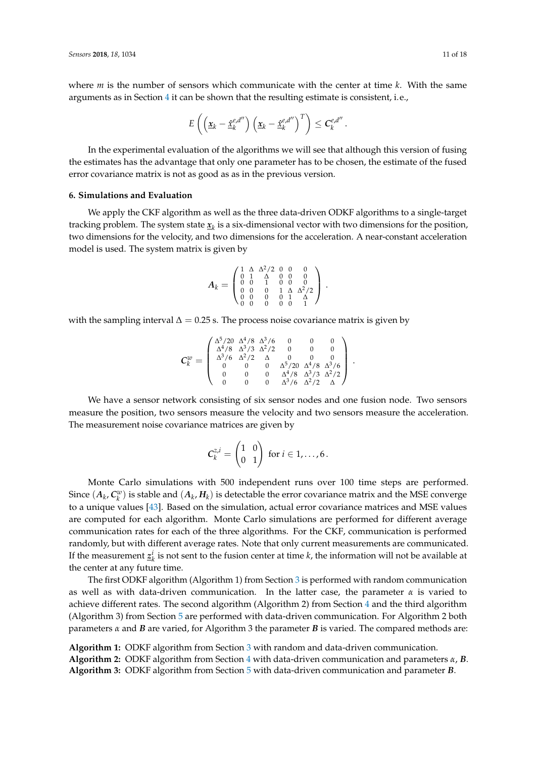where $m$ is the number of sensors which communicate with the center at time $k$. With the same arguments as in Section 4 it can be shown that the resulting estimate is consistent, i.e.,

$$E\left(\left(\underline{x}_k - \underline{\hat{x}}_k^{e,d''}\right)\left(\underline{x}_k - \underline{\hat{x}}_k^{e,d''}\right)^T\right) \leq \mathbf{C}_k^{e,d''} .$$

In the experimental evaluation of the algorithms we will see that although this version of fusing the estimates has the advantage that only one parameter has to be chosen, the estimate of the fused error covariance matrix is not as good as as in the previous version.

## 6. Simulations and Evaluation

We apply the CKF algorithm as well as the three data-driven ODKF algorithms to a single-target tracking problem. The system state $\underline{x}_k$ is a six-dimensional vector with two dimensions for the position, two dimensions for the velocity, and two dimensions for the acceleration. A near-constant acceleration model is used. The system matrix is given by

$$\mathbf{A}_k = \begin{pmatrix} 1 & \Delta & \Delta^2/2 & 0 & 0 & 0 \\ 0 & 1 & \Delta & 0 & 0 & 0 \\ 0 & 0 & 1 & 0 & 0 & 0 \\ 0 & 0 & 0 & 1 & \Delta & \Delta^2/2 \\ 0 & 0 & 0 & 0 & 1 & \Delta \\ 0 & 0 & 0 & 0 & 0 & 1 \end{pmatrix} .$$

with the sampling interval $\Delta = 0.25$ s. The process noise covariance matrix is given by

$$\mathbf{C}_k^w = \begin{pmatrix} \Delta^5/20 & \Delta^4/8 & \Delta^3/6 & 0 & 0 & 0 \\ \Delta^4/8 & \Delta^3/3 & \Delta^2/2 & 0 & 0 & 0 \\ \Delta^3/6 & \Delta^2/2 & \Delta & 0 & 0 & 0 \\ 0 & 0 & 0 & \Delta^5/20 & \Delta^4/8 & \Delta^3/6 \\ 0 & 0 & 0 & \Delta^4/8 & \Delta^3/3 & \Delta^2/2 \\ 0 & 0 & 0 & \Delta^3/6 & \Delta^2/2 & \Delta \end{pmatrix} .$$

We have a sensor network consisting of six sensor nodes and one fusion node. Two sensors measure the position, two sensors measure the velocity and two sensors measure the acceleration. The measurement noise covariance matrices are given by

$$\mathbf{C}_k^{z,i} = \begin{pmatrix} 1 & 0 \\ 0 & 1 \end{pmatrix} \text{ for } i \in 1, \ldots, 6 .$$

Monte Carlo simulations with 500 independent runs over 100 time steps are performed. Since $(\mathbf{A}_k, \mathbf{C}_k^w)$ is stable and $(\mathbf{A}_k, \mathbf{H}_k)$ is detectable the error covariance matrix and the MSE converge to a unique values [43]. Based on the simulation, actual error covariance matrices and MSE values are computed for each algorithm. Monte Carlo simulations are performed for different average communication rates for each of the three algorithms. For the CKF, communication is performed randomly, but with different average rates. Note that only current measurements are communicated. If the measurement $\underline{z}_k^i$ is not sent to the fusion center at time $k$, the information will not be available at the center at any future time.

The first ODKF algorithm (Algorithm 1) from Section 3 is performed with random communication as well as with data-driven communication. In the latter case, the parameter $\alpha$ is varied to achieve different rates. The second algorithm (Algorithm 2) from Section 4 and the third algorithm (Algorithm 3) from Section 5 are performed with data-driven communication. For Algorithm 2 both parameters $\alpha$ and $\mathbf{B}$ are varied, for Algorithm 3 the parameter $\mathbf{B}$ is varied. The compared methods are:

**Algorithm 1:** ODKF algorithm from Section 3 with random and data-driven communication.
**Algorithm 2:** ODKF algorithm from Section 4 with data-driven communication and parameters $\alpha$, $\mathbf{B}$.
**Algorithm 3:** ODKF algorithm from Section 5 with data-driven communication and parameter $\mathbf{B}$.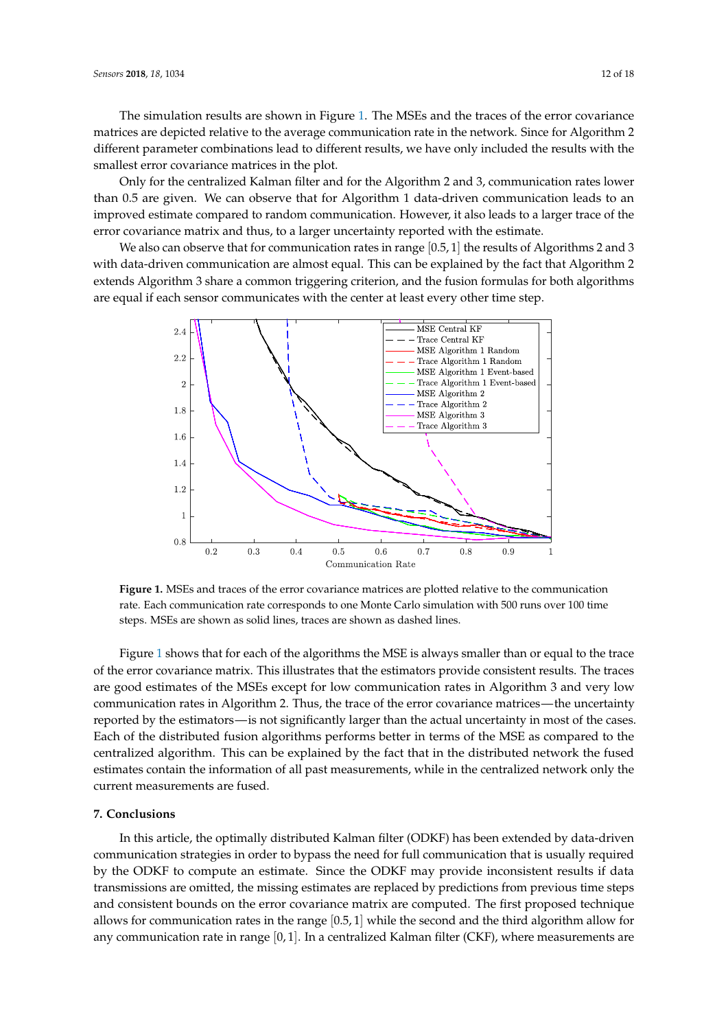The simulation results are shown in Figure 1. The MSEs and the traces of the error covariance matrices are depicted relative to the average communication rate in the network. Since for Algorithm 2 different parameter combinations lead to different results, we have only included the results with the smallest error covariance matrices in the plot.

Only for the centralized Kalman filter and for the Algorithm 2 and 3, communication rates lower than 0.5 are given. We can observe that for Algorithm 1 data-driven communication leads to an improved estimate compared to random communication. However, it also leads to a larger trace of the error covariance matrix and thus, to a larger uncertainty reported with the estimate.

We also can observe that for communication rates in range $[0.5, 1]$ the results of Algorithms 2 and 3 with data-driven communication are almost equal. This can be explained by the fact that Algorithm 2 extends Algorithm 3 share a common triggering criterion, and the fusion formulas for both algorithms are equal if each sensor communicates with the center at least every other time step.

**Figure 1.** MSEs and traces of the error covariance matrices are plotted relative to the communication rate. Each communication rate corresponds to one Monte Carlo simulation with 500 runs over 100 time steps. MSEs are shown as solid lines, traces are shown as dashed lines.

Figure 1 shows that for each of the algorithms the MSE is always smaller than or equal to the trace of the error covariance matrix. This illustrates that the estimators provide consistent results. The traces are good estimates of the MSEs except for low communication rates in Algorithm 3 and very low communication rates in Algorithm 2. Thus, the trace of the error covariance matrices—the uncertainty reported by the estimators—is not significantly larger than the actual uncertainty in most of the cases. Each of the distributed fusion algorithms performs better in terms of the MSE as compared to the centralized algorithm. This can be explained by the fact that in the distributed network the fused estimates contain the information of all past measurements, while in the centralized network only the current measurements are fused.

## 7. Conclusions

In this article, the optimally distributed Kalman filter (ODKF) has been extended by data-driven communication strategies in order to bypass the need for full communication that is usually required by the ODKF to compute an estimate. Since the ODKF may provide inconsistent results if data transmissions are omitted, the missing estimates are replaced by predictions from previous time steps and consistent bounds on the error covariance matrix are computed. The first proposed technique allows for communication rates in the range $[0.5, 1]$ while the second and the third algorithm allow for any communication rate in range $[0, 1]$. In a centralized Kalman filter (CKF), where measurements are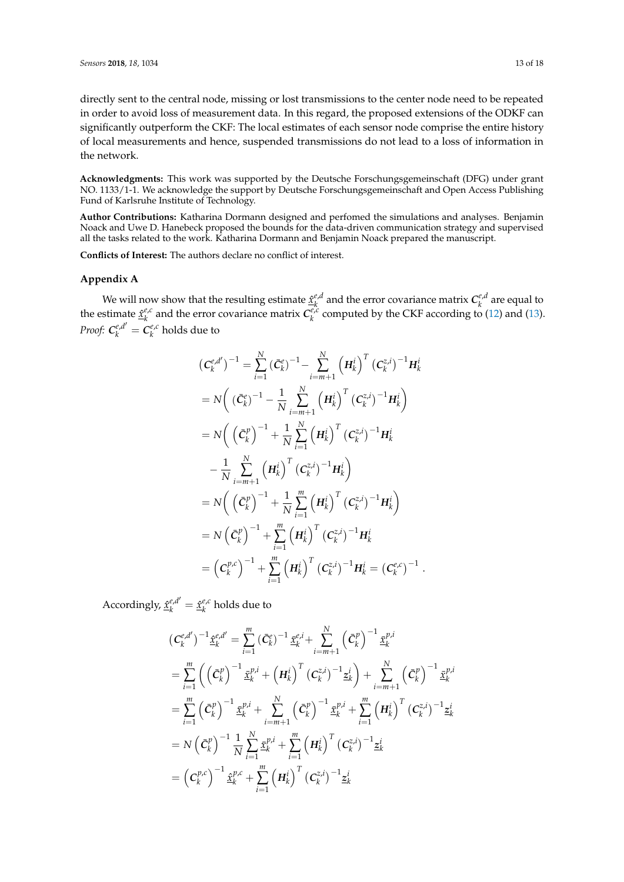directly sent to the central node, missing or lost transmissions to the center node need to be repeated in order to avoid loss of measurement data. In this regard, the proposed extensions of the ODKF can significantly outperform the CKF: The local estimates of each sensor node comprise the entire history of local measurements and hence, suspended transmissions do not lead to a loss of information in the network.

**Acknowledgments:** This work was supported by the Deutsche Forschungsgemeinschaft (DFG) under grant NO. 1133/1-1. We acknowledge the support by Deutsche Forschungsgemeinschaft and Open Access Publishing Fund of Karlsruhe Institute of Technology.

**Author Contributions:** Katharina Dormann designed and perfomed the simulations and analyses. Benjamin Noack and Uwe D. Hanebeck proposed the bounds for the data-driven communication strategy and supervised all the tasks related to the work. Katharina Dormann and Benjamin Noack prepared the manuscript.

**Conflicts of Interest:** The authors declare no conflict of interest.

### Appendix A

We will now show that the resulting estimate $\underline{\hat{x}}_k^{e,d}$ and the error covariance matrix $\mathbf{C}_k^{e,d}$ are equal to the estimate $\underline{\hat{x}}_k^{e,c}$ and the error covariance matrix $\mathbf{C}_k^{e,c}$ computed by the CKF according to (12) and (13). *Proof:* $\mathbf{C}_k^{e,d'} = \mathbf{C}_k^{e,c}$ holds due to

$$
\begin{aligned}
(\mathbf{C}_k^{e,d'})^{-1} &= \sum_{i=1}^{N} (\bar{\mathbf{C}}_k^{e})^{-1} - \sum_{i=m+1}^{N} \left(\mathbf{H}_k^i\right)^T (\mathbf{C}_k^{z,i})^{-1} \mathbf{H}_k^i \\
&= N\bigg( (\bar{\mathbf{C}}_k^{e})^{-1} - \frac{1}{N} \sum_{i=m+1}^{N} \left(\mathbf{H}_k^i\right)^T (\mathbf{C}_k^{z,i})^{-1} \mathbf{H}_k^i \bigg) \\
&= N\bigg( \left(\bar{\mathbf{C}}_k^{p}\right)^{-1} + \frac{1}{N} \sum_{i=1}^{N} \left(\mathbf{H}_k^i\right)^T (\mathbf{C}_k^{z,i})^{-1} \mathbf{H}_k^i \\
&\quad - \frac{1}{N} \sum_{i=m+1}^{N} \left(\mathbf{H}_k^i\right)^T (\mathbf{C}_k^{z,i})^{-1} \mathbf{H}_k^i \bigg) \\
&= N\bigg( \left(\bar{\mathbf{C}}_k^{p}\right)^{-1} + \frac{1}{N} \sum_{i=1}^{m} \left(\mathbf{H}_k^i\right)^T (\mathbf{C}_k^{z,i})^{-1} \mathbf{H}_k^i \bigg) \\
&= N \left(\bar{\mathbf{C}}_k^{p}\right)^{-1} + \sum_{i=1}^{m} \left(\mathbf{H}_k^i\right)^T (\mathbf{C}_k^{z,i})^{-1} \mathbf{H}_k^i \\
&= \left(\mathbf{C}_k^{p,c}\right)^{-1} + \sum_{i=1}^{m} \left(\mathbf{H}_k^i\right)^T (\mathbf{C}_k^{z,i})^{-1} \mathbf{H}_k^i = (\mathbf{C}_k^{e,c})^{-1} \ .
\end{aligned}
$$

Accordingly, $\underline{\hat{x}}_k^{e,d'} = \underline{\hat{x}}_k^{e,c}$ holds due to

$$
\begin{aligned}
(\mathbf{C}_k^{e,d'})^{-1} \underline{\hat{x}}_k^{e,d'} &= \sum_{i=1}^{m} (\bar{\mathbf{C}}_k^{e})^{-1} \underline{\bar{x}}_k^{e,i} + \sum_{i=m+1}^{N} \left(\bar{\mathbf{C}}_k^{p}\right)^{-1} \underline{\bar{x}}_k^{p,i} \\
&= \sum_{i=1}^{m} \left( \left(\bar{\mathbf{C}}_k^{p}\right)^{-1} \underline{\bar{x}}_k^{p,i} + \left(\mathbf{H}_k^i\right)^T (\mathbf{C}_k^{z,i})^{-1} \underline{z}_k^i \right) + \sum_{i=m+1}^{N} \left(\bar{\mathbf{C}}_k^{p}\right)^{-1} \underline{\bar{x}}_k^{p,i} \\
&= \sum_{i=1}^{m} \left(\bar{\mathbf{C}}_k^{p}\right)^{-1} \underline{\bar{x}}_k^{p,i} + \sum_{i=m+1}^{N} \left(\bar{\mathbf{C}}_k^{p}\right)^{-1} \underline{\bar{x}}_k^{p,i} + \sum_{i=1}^{m} \left(\mathbf{H}_k^i\right)^T (\mathbf{C}_k^{z,i})^{-1} \underline{z}_k^i \\
&= N \left(\bar{\mathbf{C}}_k^{p}\right)^{-1} \frac{1}{N} \sum_{i=1}^{N} \underline{\bar{x}}_k^{p,i} + \sum_{i=1}^{m} \left(\mathbf{H}_k^i\right)^T (\mathbf{C}_k^{z,i})^{-1} \underline{z}_k^i \\
&= \left(\mathbf{C}_k^{p,c}\right)^{-1} \underline{\hat{x}}_k^{p,c} + \sum_{i=1}^{m} \left(\mathbf{H}_k^i\right)^T (\mathbf{C}_k^{z,i})^{-1} \underline{z}_k^i
\end{aligned}
$$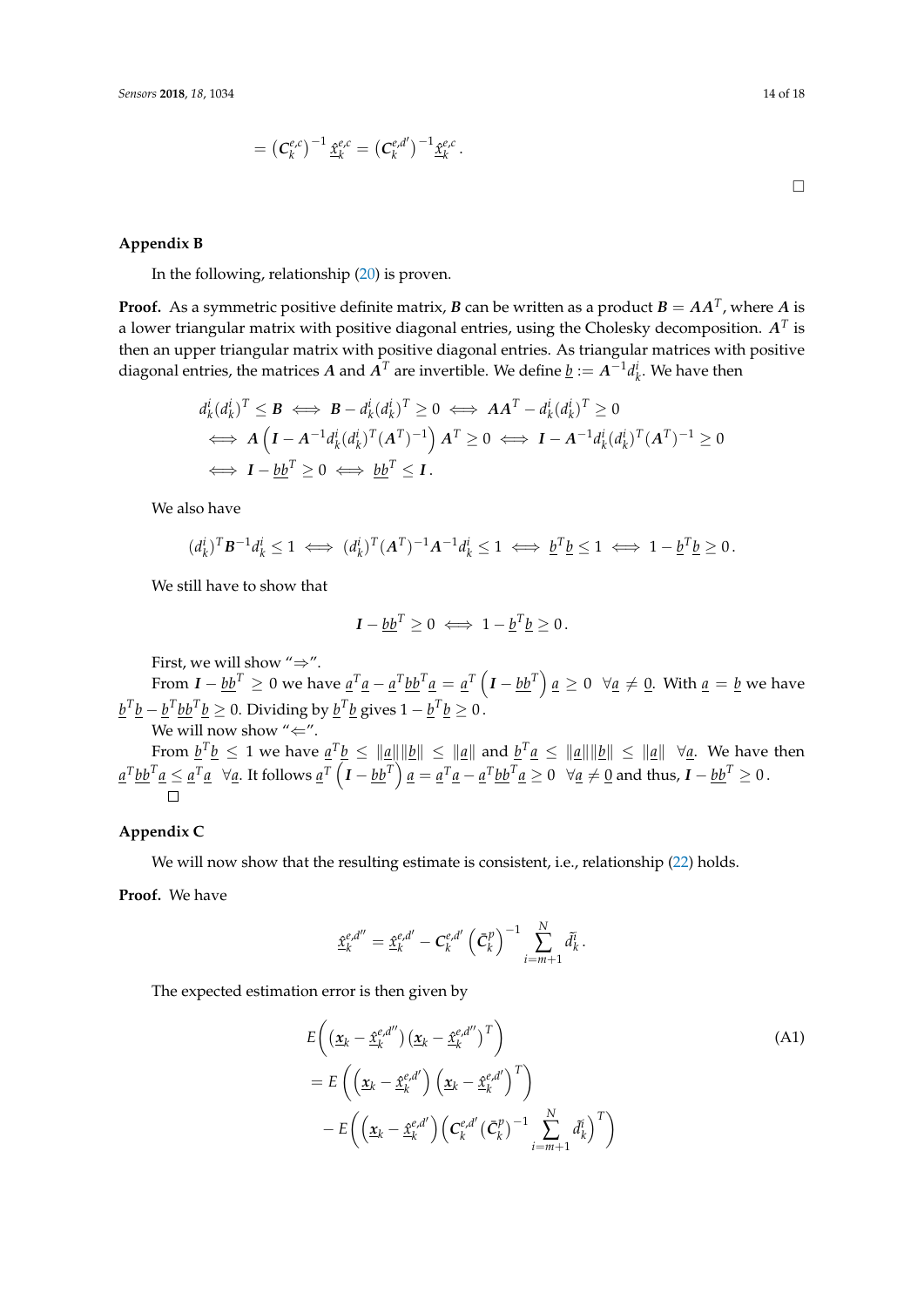$$= \left(\boldsymbol{C}_k^{e,c}\right)^{-1} \underline{\hat{x}}_k^{e,c} = \left(\boldsymbol{C}_k^{e,d'}\right)^{-1} \underline{\hat{x}}_k^{e,c}.$$

□

## Appendix B

In the following, relationship (20) is proven.

**Proof.** As a symmetric positive definite matrix, $\boldsymbol{B}$ can be written as a product $\boldsymbol{B} = \boldsymbol{A}\boldsymbol{A}^T$, where $\boldsymbol{A}$ is a lower triangular matrix with positive diagonal entries, using the Cholesky decomposition. $\boldsymbol{A}^T$ is then an upper triangular matrix with positive diagonal entries. As triangular matrices with positive diagonal entries, the matrices $\boldsymbol{A}$ and $\boldsymbol{A}^T$ are invertible. We define $\underline{b} := \boldsymbol{A}^{-1} d_k^i$. We have then

$$\begin{aligned}
& d_k^i (d_k^i)^T \leq \boldsymbol{B} \iff \boldsymbol{B} - d_k^i (d_k^i)^T \geq 0 \iff \boldsymbol{A}\boldsymbol{A}^T - d_k^i (d_k^i)^T \geq 0 \\
& \iff \boldsymbol{A}\left(\boldsymbol{I} - \boldsymbol{A}^{-1} d_k^i (d_k^i)^T (\boldsymbol{A}^T)^{-1}\right)\boldsymbol{A}^T \geq 0 \iff \boldsymbol{I} - \boldsymbol{A}^{-1} d_k^i (d_k^i)^T (\boldsymbol{A}^T)^{-1} \geq 0 \\
& \iff \boldsymbol{I} - \underline{b}\underline{b}^T \geq 0 \iff \underline{b}\underline{b}^T \leq \boldsymbol{I}.
\end{aligned}$$

We also have

$$(d_k^i)^T \boldsymbol{B}^{-1} d_k^i \leq 1 \iff (d_k^i)^T (\boldsymbol{A}^T)^{-1} \boldsymbol{A}^{-1} d_k^i \leq 1 \iff \underline{b}^T \underline{b} \leq 1 \iff 1 - \underline{b}^T \underline{b} \geq 0.$$

We still have to show that

$$\boldsymbol{I} - \underline{b}\underline{b}^T \geq 0 \iff 1 - \underline{b}^T \underline{b} \geq 0.$$

First, we will show "⇒".

From $\boldsymbol{I} - \underline{b}\underline{b}^T \geq 0$ we have $\underline{a}^T\underline{a} - \underline{a}^T\underline{b}\underline{b}^T\underline{a} = \underline{a}^T\left(\boldsymbol{I} - \underline{b}\underline{b}^T\right)\underline{a} \geq 0 \;\; \forall \underline{a} \neq \underline{0}$. With $\underline{a} = \underline{b}$ we have $\underline{b}^T\underline{b} - \underline{b}^T\underline{b}\underline{b}^T\underline{b} \geq 0$. Dividing by $\underline{b}^T\underline{b}$ gives $1 - \underline{b}^T\underline{b} \geq 0$.

We will now show "⇐".

From $\underline{b}^T\underline{b} \leq 1$ we have $\underline{a}^T\underline{b} \leq \|\underline{a}\|\|\underline{b}\| \leq \|\underline{a}\|$ and $\underline{b}^T\underline{a} \leq \|\underline{a}\|\|\underline{b}\| \leq \|\underline{a}\| \;\; \forall \underline{a}$. We have then $\underline{a}^T\underline{b}\underline{b}^T\underline{a} \leq \underline{a}^T\underline{a} \;\; \forall \underline{a}$. It follows $\underline{a}^T\left(\boldsymbol{I} - \underline{b}\underline{b}^T\right)\underline{a} = \underline{a}^T\underline{a} - \underline{a}^T\underline{b}\underline{b}^T\underline{a} \geq 0 \;\; \forall \underline{a} \neq \underline{0}$ and thus, $\boldsymbol{I} - \underline{b}\underline{b}^T \geq 0$.

□

## Appendix C

We will now show that the resulting estimate is consistent, i.e., relationship (22) holds.

**Proof.** We have

$$\underline{\hat{x}}_k^{e,d''} = \underline{\hat{x}}_k^{e,d'} - \boldsymbol{C}_k^{e,d'}\left(\bar{\boldsymbol{C}}_k^p\right)^{-1}\sum_{i=m+1}^{N} \tilde{d}_k^i.$$

The expected estimation error is then given by

$$\begin{aligned}
& E\left(\left(\underline{x}_k - \underline{\hat{x}}_k^{e,d''}\right)\left(\underline{x}_k - \underline{\hat{x}}_k^{e,d''}\right)^T\right) \\
& = E\left(\left(\underline{x}_k - \underline{\hat{x}}_k^{e,d'}\right)\left(\underline{x}_k - \underline{\hat{x}}_k^{e,d'}\right)^T\right) \\
& \quad - E\left(\left(\underline{x}_k - \underline{\hat{x}}_k^{e,d'}\right)\left(\boldsymbol{C}_k^{e,d'}(\bar{\boldsymbol{C}}_k^p)^{-1}\sum_{i=m+1}^{N} \tilde{d}_k^i\right)^T\right)
\end{aligned} \tag{A1}$$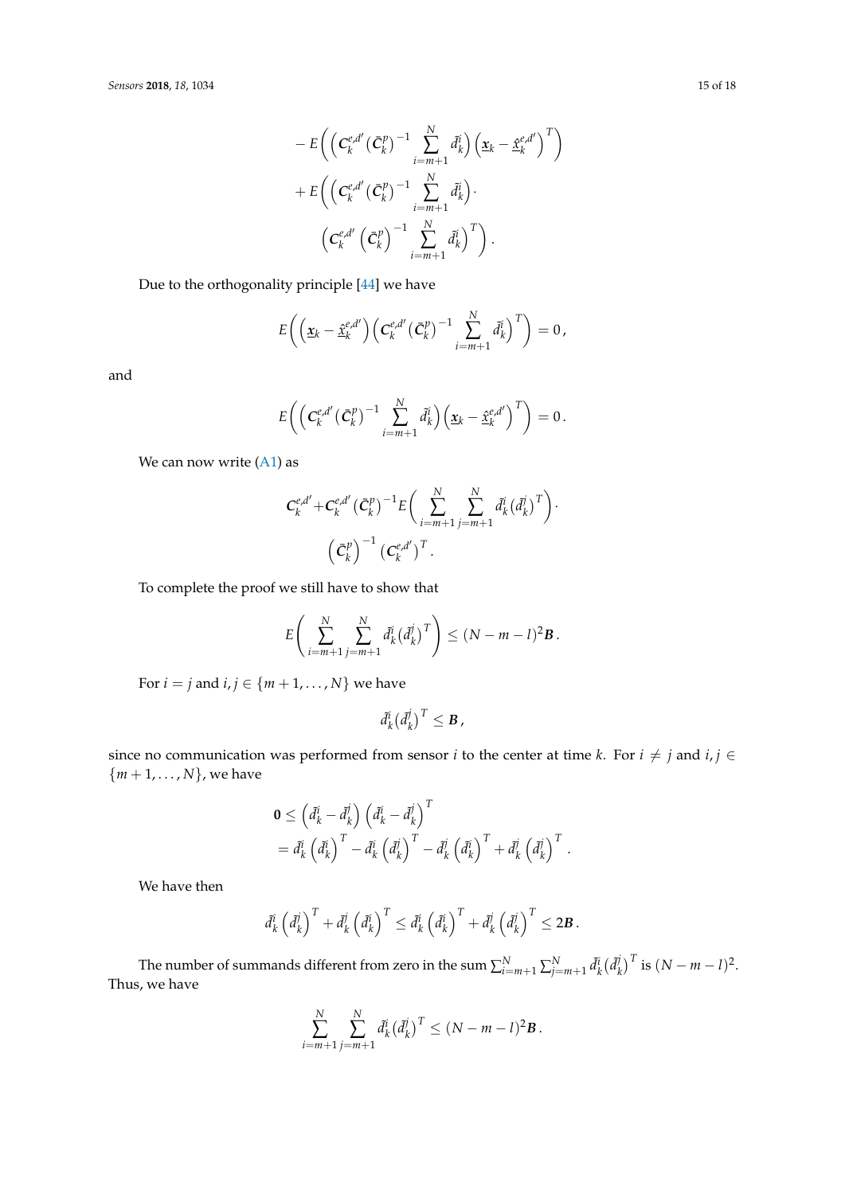$$
\begin{aligned}
&- E\bigg( \Big( \boldsymbol{C}_k^{e,d'} (\bar{\boldsymbol{C}}_k^{p})^{-1} \sum_{i=m+1}^{N} \bar{d}_k^{i} \Big) \Big( \underline{\boldsymbol{x}}_k - \hat{\underline{\boldsymbol{x}}}_k^{e,d'} \Big)^T \bigg) \\
&+ E\bigg( \Big( \boldsymbol{C}_k^{e,d'} (\bar{\boldsymbol{C}}_k^{p})^{-1} \sum_{i=m+1}^{N} \bar{d}_k^{i} \Big) \cdot \\
&\qquad \Big( \boldsymbol{C}_k^{e,d'} \left( \bar{\boldsymbol{C}}_k^{p} \right)^{-1} \sum_{i=m+1}^{N} \bar{d}_k^{i} \Big)^T \bigg) .
\end{aligned}
$$

Due to the orthogonality principle [44] we have

$$
E\bigg( \Big( \underline{\boldsymbol{x}}_k - \hat{\underline{\boldsymbol{x}}}_k^{e,d'} \Big) \Big( \boldsymbol{C}_k^{e,d'} (\bar{\boldsymbol{C}}_k^{p})^{-1} \sum_{i=m+1}^{N} \bar{d}_k^{i} \Big)^T \bigg) = 0 ,
$$

and

$$
E\bigg( \Big( \boldsymbol{C}_k^{e,d'} (\bar{\boldsymbol{C}}_k^{p})^{-1} \sum_{i=m+1}^{N} \bar{d}_k^{i} \Big) \Big( \underline{\boldsymbol{x}}_k - \hat{\underline{\boldsymbol{x}}}_k^{e,d'} \Big)^T \bigg) = 0 .
$$

We can now write (A1) as

$$
\begin{aligned}
&\boldsymbol{C}_k^{e,d'} + \boldsymbol{C}_k^{e,d'} (\bar{\boldsymbol{C}}_k^{p})^{-1} E\bigg( \sum_{i=m+1}^{N} \sum_{j=m+1}^{N} \bar{d}_k^{i} (\bar{d}_k^{j})^T \bigg) \cdot \\
&\qquad \left( \bar{\boldsymbol{C}}_k^{p} \right)^{-1} (\boldsymbol{C}_k^{e,d'})^T .
\end{aligned}
$$

To complete the proof we still have to show that

$$
E\bigg( \sum_{i=m+1}^{N} \sum_{j=m+1}^{N} \bar{d}_k^{i} (\bar{d}_k^{j})^T \bigg) \leq (N - m - l)^2 \boldsymbol{B} .
$$

For $i = j$ and $i, j \in \{m+1, \ldots, N\}$ we have

$$
\bar{d}_k^{i} (\bar{d}_k^{j})^T \leq \boldsymbol{B} ,
$$

since no communication was performed from sensor $i$ to the center at time $k$. For $i \neq j$ and $i, j \in \{m+1, \ldots, N\}$, we have

$$
\begin{aligned}
\boldsymbol{0} &\leq \left( \bar{d}_k^{i} - \bar{d}_k^{j} \right) \left( \bar{d}_k^{i} - \bar{d}_k^{j} \right)^T \\
&= \bar{d}_k^{i} \left( \bar{d}_k^{i} \right)^T - \bar{d}_k^{i} \left( \bar{d}_k^{j} \right)^T - \bar{d}_k^{j} \left( \bar{d}_k^{i} \right)^T + \bar{d}_k^{j} \left( \bar{d}_k^{j} \right)^T .
\end{aligned}
$$

We have then

$$
\bar{d}_k^{i} \left( \bar{d}_k^{j} \right)^T + \bar{d}_k^{j} \left( \bar{d}_k^{i} \right)^T \leq \bar{d}_k^{i} \left( \bar{d}_k^{i} \right)^T + \bar{d}_k^{j} \left( \bar{d}_k^{j} \right)^T \leq 2\boldsymbol{B} .
$$

The number of summands different from zero in the sum $\sum_{i=m+1}^{N} \sum_{j=m+1}^{N} \bar{d}_k^{i} (\bar{d}_k^{j})^T$ is $(N - m - l)^2$. Thus, we have

$$
\sum_{i=m+1}^{N} \sum_{j=m+1}^{N} \bar{d}_k^{i} (\bar{d}_k^{j})^T \leq (N - m - l)^2 \boldsymbol{B} .
$$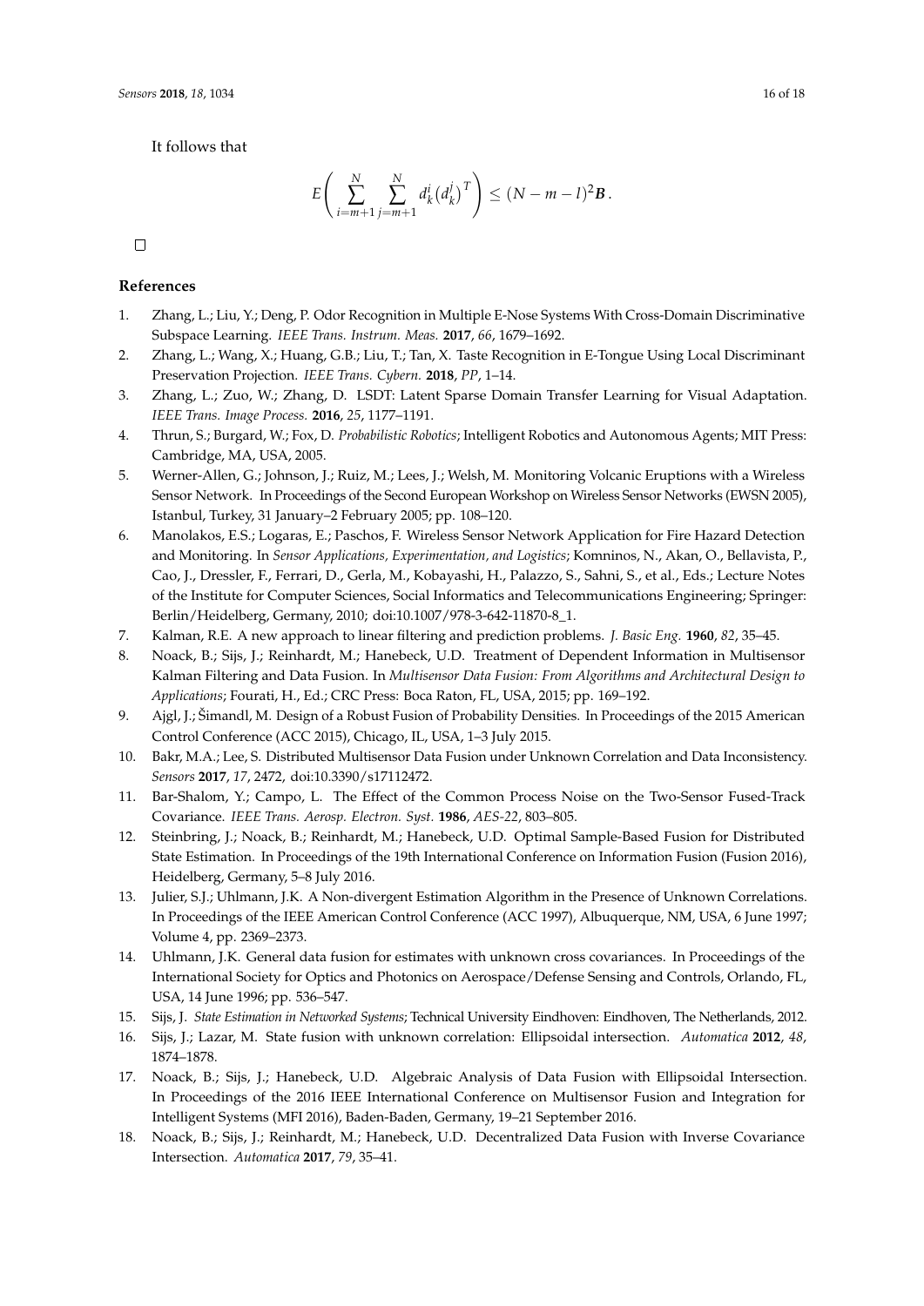It follows that

$$E\left(\sum_{i=m+1}^{N}\sum_{j=m+1}^{N} d_k^i \left(d_k^j\right)^T\right) \leq (N-m-l)^2 \boldsymbol{B}.$$

□

## References

1. Zhang, L.; Liu, Y.; Deng, P. Odor Recognition in Multiple E-Nose Systems With Cross-Domain Discriminative Subspace Learning. *IEEE Trans. Instrum. Meas.* **2017**, *66*, 1679–1692.
2. Zhang, L.; Wang, X.; Huang, G.B.; Liu, T.; Tan, X. Taste Recognition in E-Tongue Using Local Discriminant Preservation Projection. *IEEE Trans. Cybern.* **2018**, *PP*, 1–14.
3. Zhang, L.; Zuo, W.; Zhang, D. LSDT: Latent Sparse Domain Transfer Learning for Visual Adaptation. *IEEE Trans. Image Process.* **2016**, *25*, 1177–1191.
4. Thrun, S.; Burgard, W.; Fox, D. *Probabilistic Robotics*; Intelligent Robotics and Autonomous Agents; MIT Press: Cambridge, MA, USA, 2005.
5. Werner-Allen, G.; Johnson, J.; Ruiz, M.; Lees, J.; Welsh, M. Monitoring Volcanic Eruptions with a Wireless Sensor Network. In Proceedings of the Second European Workshop on Wireless Sensor Networks (EWSN 2005), Istanbul, Turkey, 31 January–2 February 2005; pp. 108–120.
6. Manolakos, E.S.; Logaras, E.; Paschos, F. Wireless Sensor Network Application for Fire Hazard Detection and Monitoring. In *Sensor Applications, Experimentation, and Logistics*; Komninos, N., Akan, O., Bellavista, P., Cao, J., Dressler, F., Ferrari, D., Gerla, M., Kobayashi, H., Palazzo, S., Sahni, S., et al., Eds.; Lecture Notes of the Institute for Computer Sciences, Social Informatics and Telecommunications Engineering; Springer: Berlin/Heidelberg, Germany, 2010; doi:10.1007/978-3-642-11870-8_1.
7. Kalman, R.E. A new approach to linear filtering and prediction problems. *J. Basic Eng.* **1960**, *82*, 35–45.
8. Noack, B.; Sijs, J.; Reinhardt, M.; Hanebeck, U.D. Treatment of Dependent Information in Multisensor Kalman Filtering and Data Fusion. In *Multisensor Data Fusion: From Algorithms and Architectural Design to Applications*; Fourati, H., Ed.; CRC Press: Boca Raton, FL, USA, 2015; pp. 169–192.
9. Ajgl, J.; Šimandl, M. Design of a Robust Fusion of Probability Densities. In Proceedings of the 2015 American Control Conference (ACC 2015), Chicago, IL, USA, 1–3 July 2015.
10. Bakr, M.A.; Lee, S. Distributed Multisensor Data Fusion under Unknown Correlation and Data Inconsistency. *Sensors* **2017**, *17*, 2472, doi:10.3390/s17112472.
11. Bar-Shalom, Y.; Campo, L. The Effect of the Common Process Noise on the Two-Sensor Fused-Track Covariance. *IEEE Trans. Aerosp. Electron. Syst.* **1986**, *AES-22*, 803–805.
12. Steinbring, J.; Noack, B.; Reinhardt, M.; Hanebeck, U.D. Optimal Sample-Based Fusion for Distributed State Estimation. In Proceedings of the 19th International Conference on Information Fusion (Fusion 2016), Heidelberg, Germany, 5–8 July 2016.
13. Julier, S.J.; Uhlmann, J.K. A Non-divergent Estimation Algorithm in the Presence of Unknown Correlations. In Proceedings of the IEEE American Control Conference (ACC 1997), Albuquerque, NM, USA, 6 June 1997; Volume 4, pp. 2369–2373.
14. Uhlmann, J.K. General data fusion for estimates with unknown cross covariances. In Proceedings of the International Society for Optics and Photonics on Aerospace/Defense Sensing and Controls, Orlando, FL, USA, 14 June 1996; pp. 536–547.
15. Sijs, J. *State Estimation in Networked Systems*; Technical University Eindhoven: Eindhoven, The Netherlands, 2012.
16. Sijs, J.; Lazar, M. State fusion with unknown correlation: Ellipsoidal intersection. *Automatica* **2012**, *48*, 1874–1878.
17. Noack, B.; Sijs, J.; Hanebeck, U.D. Algebraic Analysis of Data Fusion with Ellipsoidal Intersection. In Proceedings of the 2016 IEEE International Conference on Multisensor Fusion and Integration for Intelligent Systems (MFI 2016), Baden-Baden, Germany, 19–21 September 2016.
18. Noack, B.; Sijs, J.; Reinhardt, M.; Hanebeck, U.D. Decentralized Data Fusion with Inverse Covariance Intersection. *Automatica* **2017**, *79*, 35–41.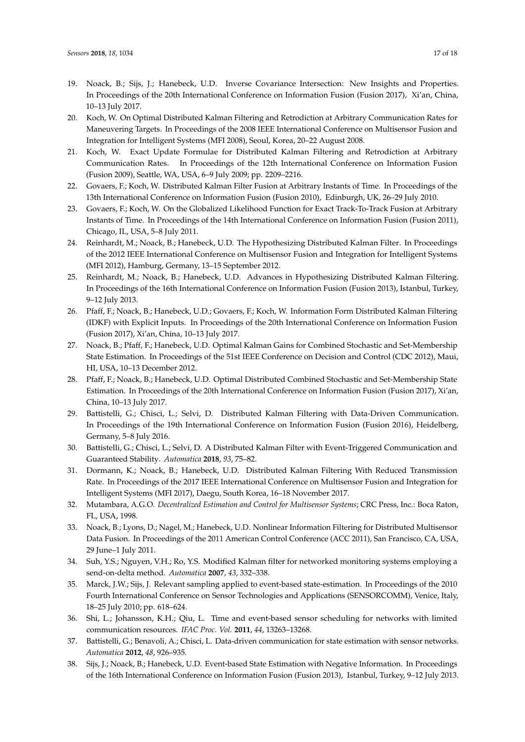19. Noack, B.; Sijs, J.; Hanebeck, U.D. Inverse Covariance Intersection: New Insights and Properties. In Proceedings of the 20th International Conference on Information Fusion (Fusion 2017), Xi'an, China, 10–13 July 2017.
20. Koch, W. On Optimal Distributed Kalman Filtering and Retrodiction at Arbitrary Communication Rates for Maneuvering Targets. In Proceedings of the 2008 IEEE International Conference on Multisensor Fusion and Integration for Intelligent Systems (MFI 2008), Seoul, Korea, 20–22 August 2008.
21. Koch, W. Exact Update Formulae for Distributed Kalman Filtering and Retrodiction at Arbitrary Communication Rates. In Proceedings of the 12th International Conference on Information Fusion (Fusion 2009), Seattle, WA, USA, 6–9 July 2009; pp. 2209–2216.
22. Govaers, F.; Koch, W. Distributed Kalman Filter Fusion at Arbitrary Instants of Time. In Proceedings of the 13th International Conference on Information Fusion (Fusion 2010), Edinburgh, UK, 26–29 July 2010.
23. Govaers, F.; Koch, W. On the Globalized Likelihood Function for Exact Track-To-Track Fusion at Arbitrary Instants of Time. In Proceedings of the 14th International Conference on Information Fusion (Fusion 2011), Chicago, IL, USA, 5–8 July 2011.
24. Reinhardt, M.; Noack, B.; Hanebeck, U.D. The Hypothesizing Distributed Kalman Filter. In Proceedings of the 2012 IEEE International Conference on Multisensor Fusion and Integration for Intelligent Systems (MFI 2012), Hamburg, Germany, 13–15 September 2012.
25. Reinhardt, M.; Noack, B.; Hanebeck, U.D. Advances in Hypothesizing Distributed Kalman Filtering. In Proceedings of the 16th International Conference on Information Fusion (Fusion 2013), Istanbul, Turkey, 9–12 July 2013.
26. Pfaff, F.; Noack, B.; Hanebeck, U.D.; Govaers, F.; Koch, W. Information Form Distributed Kalman Filtering (IDKF) with Explicit Inputs. In Proceedings of the 20th International Conference on Information Fusion (Fusion 2017), Xi'an, China, 10–13 July 2017.
27. Noack, B.; Pfaff, F.; Hanebeck, U.D. Optimal Kalman Gains for Combined Stochastic and Set-Membership State Estimation. In Proceedings of the 51st IEEE Conference on Decision and Control (CDC 2012), Maui, HI, USA, 10–13 December 2012.
28. Pfaff, F.; Noack, B.; Hanebeck, U.D. Optimal Distributed Combined Stochastic and Set-Membership State Estimation. In Proceedings of the 20th International Conference on Information Fusion (Fusion 2017), Xi'an, China, 10–13 July 2017.
29. Battistelli, G.; Chisci, L.; Selvi, D. Distributed Kalman Filtering with Data-Driven Communication. In Proceedings of the 19th International Conference on Information Fusion (Fusion 2016), Heidelberg, Germany, 5–8 July 2016.
30. Battistelli, G.; Chisci, L.; Selvi, D. A Distributed Kalman Filter with Event-Triggered Communication and Guaranteed Stability. *Automatica* **2018**, *93*, 75–82.
31. Dormann, K.; Noack, B.; Hanebeck, U.D. Distributed Kalman Filtering With Reduced Transmission Rate. In Proceedings of the 2017 IEEE International Conference on Multisensor Fusion and Integration for Intelligent Systems (MFI 2017), Daegu, South Korea, 16–18 November 2017.
32. Mutambara, A.G.O. *Decentralized Estimation and Control for Multisensor Systems*; CRC Press, Inc.: Boca Raton, FL, USA, 1998.
33. Noack, B.; Lyons, D.; Nagel, M.; Hanebeck, U.D. Nonlinear Information Filtering for Distributed Multisensor Data Fusion. In Proceedings of the 2011 American Control Conference (ACC 2011), San Francisco, CA, USA, 29 June–1 July 2011.
34. Suh, Y.S.; Nguyen, V.H.; Ro, Y.S. Modified Kalman filter for networked monitoring systems employing a send-on-delta method. *Automatica* **2007**, *43*, 332–338.
35. Marck, J.W.; Sijs, J. Relevant sampling applied to event-based state-estimation. In Proceedings of the 2010 Fourth International Conference on Sensor Technologies and Applications (SENSORCOMM), Venice, Italy, 18–25 July 2010; pp. 618–624.
36. Shi, L.; Johansson, K.H.; Qiu, L. Time and event-based sensor scheduling for networks with limited communication resources. *IFAC Proc. Vol.* **2011**, *44*, 13263–13268.
37. Battistelli, G.; Benavoli, A.; Chisci, L. Data-driven communication for state estimation with sensor networks. *Automatica* **2012**, *48*, 926–935.
38. Sijs, J.; Noack, B.; Hanebeck, U.D. Event-based State Estimation with Negative Information. In Proceedings of the 16th International Conference on Information Fusion (Fusion 2013), Istanbul, Turkey, 9–12 July 2013.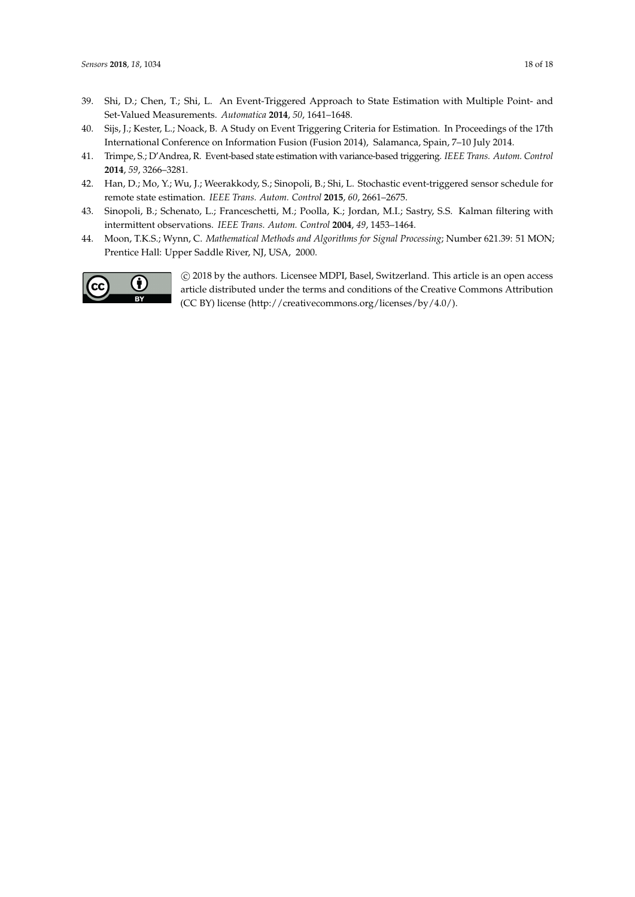39. Shi, D.; Chen, T.; Shi, L. An Event-Triggered Approach to State Estimation with Multiple Point- and Set-Valued Measurements. *Automatica* **2014**, *50*, 1641–1648.
40. Sijs, J.; Kester, L.; Noack, B. A Study on Event Triggering Criteria for Estimation. In Proceedings of the 17th International Conference on Information Fusion (Fusion 2014), Salamanca, Spain, 7–10 July 2014.
41. Trimpe, S.; D'Andrea, R. Event-based state estimation with variance-based triggering. *IEEE Trans. Autom. Control* **2014**, *59*, 3266–3281.
42. Han, D.; Mo, Y.; Wu, J.; Weerakkody, S.; Sinopoli, B.; Shi, L. Stochastic event-triggered sensor schedule for remote state estimation. *IEEE Trans. Autom. Control* **2015**, *60*, 2661–2675.
43. Sinopoli, B.; Schenato, L.; Franceschetti, M.; Poolla, K.; Jordan, M.I.; Sastry, S.S. Kalman filtering with intermittent observations. *IEEE Trans. Autom. Control* **2004**, *49*, 1453–1464.
44. Moon, T.K.S.; Wynn, C. *Mathematical Methods and Algorithms for Signal Processing*; Number 621.39: 51 MON; Prentice Hall: Upper Saddle River, NJ, USA, 2000.

© 2018 by the authors. Licensee MDPI, Basel, Switzerland. This article is an open access article distributed under the terms and conditions of the Creative Commons Attribution (CC BY) license (http://creativecommons.org/licenses/by/4.0/).